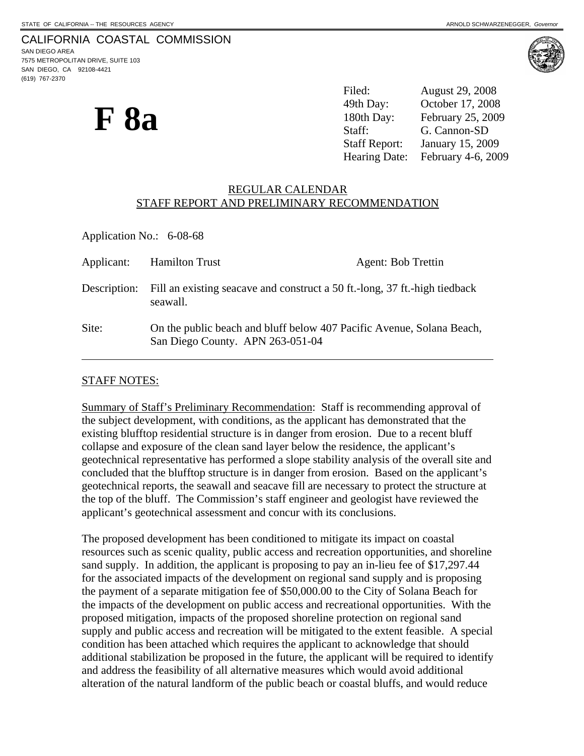STATE OF CALIFORNIA -- THE RESOURCES AGENCY ARNOLD SCHWARZENEGGER, *Governor*

CALIFORNIA COASTAL COMMISSION
SAN DIEGO AREA
7575 METROPOLITAN DRIVE, SUITE 103
SAN DIEGO, CA 92108-4421
(619) 767-2370

# F 8a

| | |
|---|---|
| Filed: | August 29, 2008 |
| 49th Day: | October 17, 2008 |
| 180th Day: | February 25, 2009 |
| Staff: | G. Cannon-SD |
| Staff Report: | January 15, 2009 |
| Hearing Date: | February 4-6, 2009 |

## REGULAR CALENDAR
## STAFF REPORT AND PRELIMINARY RECOMMENDATION

Application No.: 6-08-68

Applicant: Hamilton Trust Agent: Bob Trettin

Description: Fill an existing seacave and construct a 50 ft.-long, 37 ft.-high tiedback seawall.

Site: On the public beach and bluff below 407 Pacific Avenue, Solana Beach, San Diego County. APN 263-051-04

---

STAFF NOTES:

Summary of Staff's Preliminary Recommendation: Staff is recommending approval of the subject development, with conditions, as the applicant has demonstrated that the existing blufftop residential structure is in danger from erosion. Due to a recent bluff collapse and exposure of the clean sand layer below the residence, the applicant's geotechnical representative has performed a slope stability analysis of the overall site and concluded that the blufftop structure is in danger from erosion. Based on the applicant's geotechnical reports, the seawall and seacave fill are necessary to protect the structure at the top of the bluff. The Commission's staff engineer and geologist have reviewed the applicant's geotechnical assessment and concur with its conclusions.

The proposed development has been conditioned to mitigate its impact on coastal resources such as scenic quality, public access and recreation opportunities, and shoreline sand supply. In addition, the applicant is proposing to pay an in-lieu fee of $17,297.44 for the associated impacts of the development on regional sand supply and is proposing the payment of a separate mitigation fee of $50,000.00 to the City of Solana Beach for the impacts of the development on public access and recreational opportunities. With the proposed mitigation, impacts of the proposed shoreline protection on regional sand supply and public access and recreation will be mitigated to the extent feasible. A special condition has been attached which requires the applicant to acknowledge that should additional stabilization be proposed in the future, the applicant will be required to identify and address the feasibility of all alternative measures which would avoid additional alteration of the natural landform of the public beach or coastal bluffs, and would reduce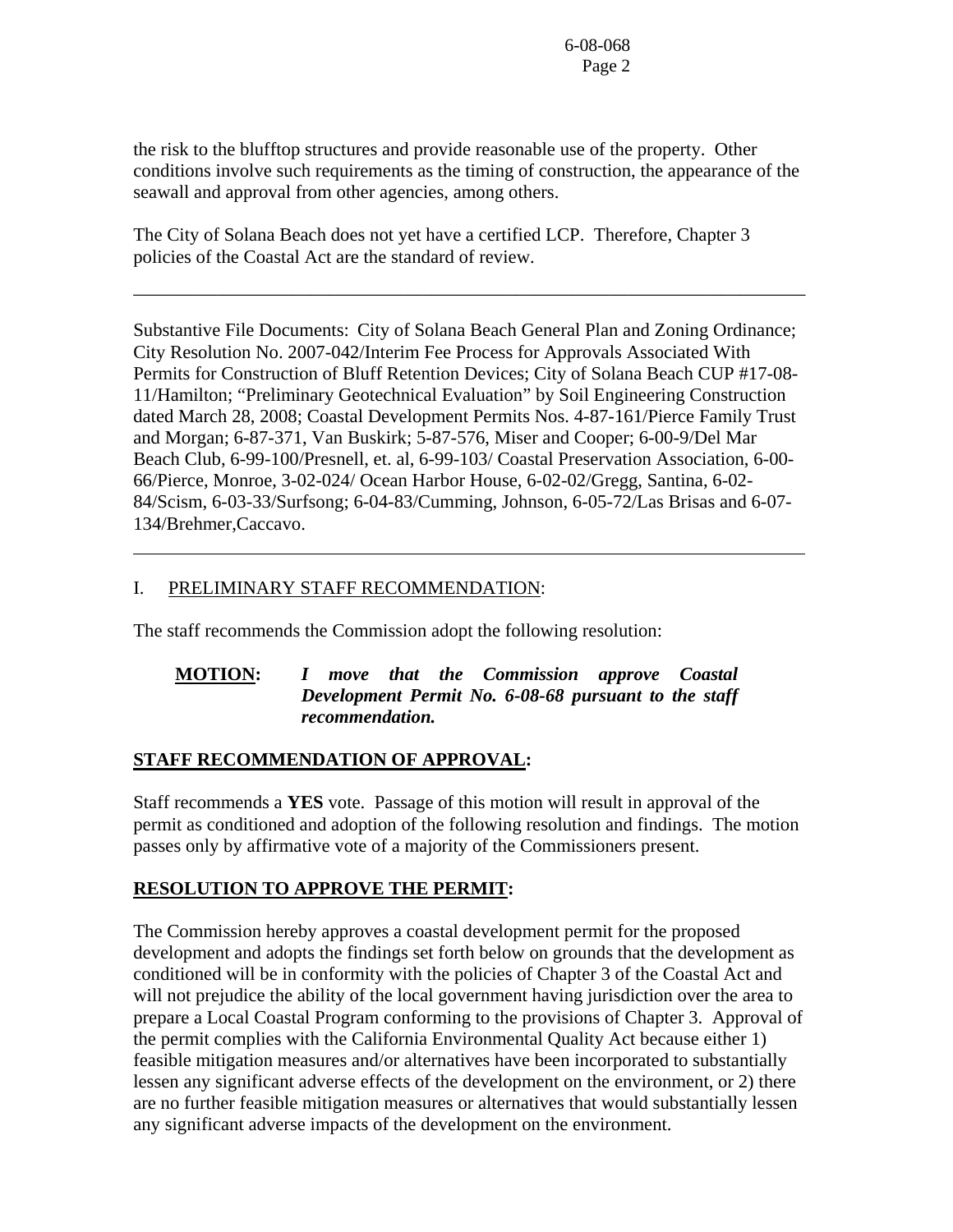the risk to the blufftop structures and provide reasonable use of the property. Other conditions involve such requirements as the timing of construction, the appearance of the seawall and approval from other agencies, among others.

The City of Solana Beach does not yet have a certified LCP. Therefore, Chapter 3 policies of the Coastal Act are the standard of review.

---

Substantive File Documents: City of Solana Beach General Plan and Zoning Ordinance; City Resolution No. 2007-042/Interim Fee Process for Approvals Associated With Permits for Construction of Bluff Retention Devices; City of Solana Beach CUP #17-08-11/Hamilton; "Preliminary Geotechnical Evaluation" by Soil Engineering Construction dated March 28, 2008; Coastal Development Permits Nos. 4-87-161/Pierce Family Trust and Morgan; 6-87-371, Van Buskirk; 5-87-576, Miser and Cooper; 6-00-9/Del Mar Beach Club, 6-99-100/Presnell, et. al, 6-99-103/ Coastal Preservation Association, 6-00-66/Pierce, Monroe, 3-02-024/ Ocean Harbor House, 6-02-02/Gregg, Santina, 6-02-84/Scism, 6-03-33/Surfsong; 6-04-83/Cumming, Johnson, 6-05-72/Las Brisas and 6-07-134/Brehmer,Caccavo.

---

I. PRELIMINARY STAFF RECOMMENDATION:

The staff recommends the Commission adopt the following resolution:

**MOTION:** ***I move that the Commission approve Coastal Development Permit No. 6-08-68 pursuant to the staff recommendation.***

**STAFF RECOMMENDATION OF APPROVAL:**

Staff recommends a **YES** vote. Passage of this motion will result in approval of the permit as conditioned and adoption of the following resolution and findings. The motion passes only by affirmative vote of a majority of the Commissioners present.

**RESOLUTION TO APPROVE THE PERMIT:**

The Commission hereby approves a coastal development permit for the proposed development and adopts the findings set forth below on grounds that the development as conditioned will be in conformity with the policies of Chapter 3 of the Coastal Act and will not prejudice the ability of the local government having jurisdiction over the area to prepare a Local Coastal Program conforming to the provisions of Chapter 3. Approval of the permit complies with the California Environmental Quality Act because either 1) feasible mitigation measures and/or alternatives have been incorporated to substantially lessen any significant adverse effects of the development on the environment, or 2) there are no further feasible mitigation measures or alternatives that would substantially lessen any significant adverse impacts of the development on the environment.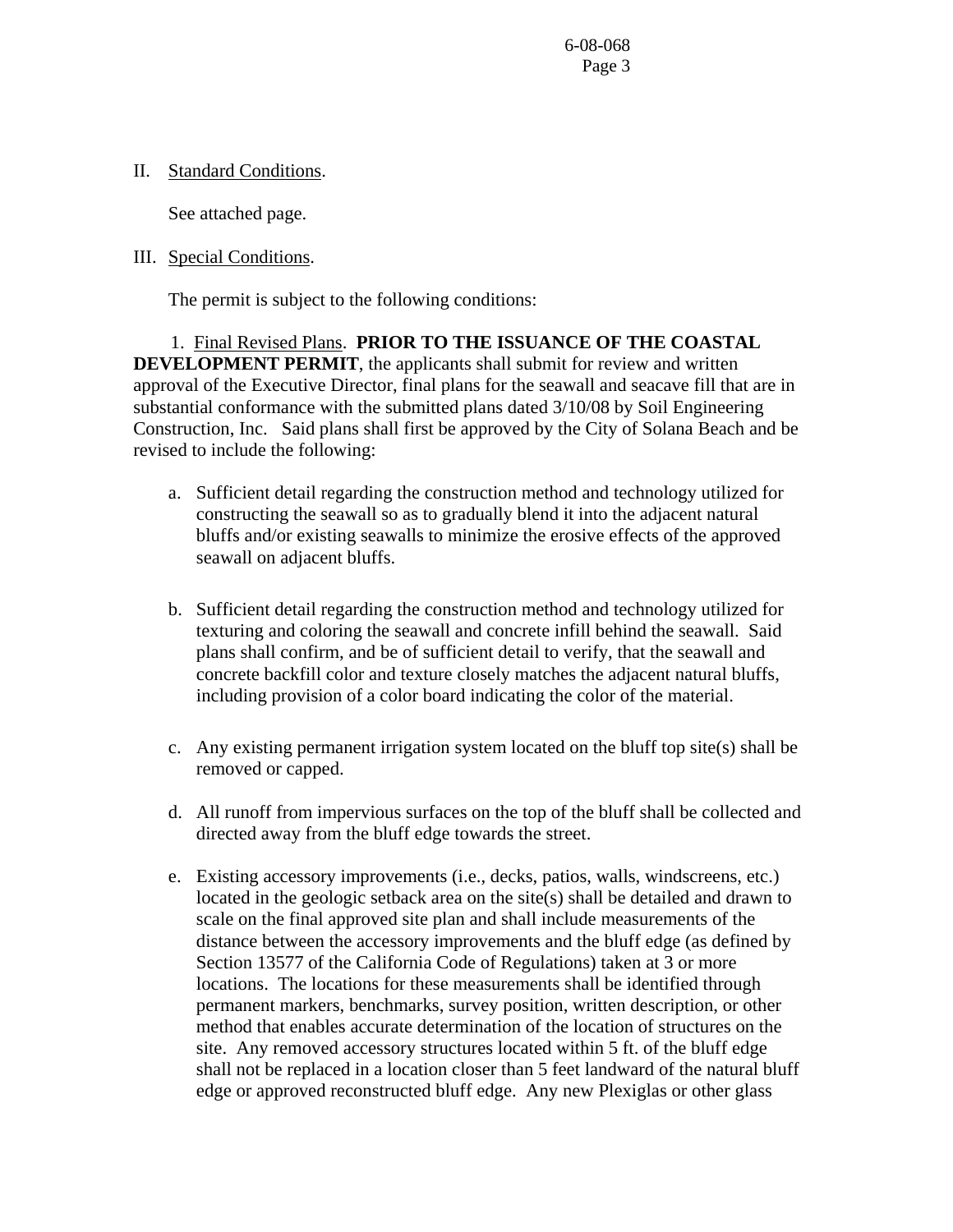II. Standard Conditions.

See attached page.

III. Special Conditions.

The permit is subject to the following conditions:

1. Final Revised Plans. **PRIOR TO THE ISSUANCE OF THE COASTAL DEVELOPMENT PERMIT**, the applicants shall submit for review and written approval of the Executive Director, final plans for the seawall and seacave fill that are in substantial conformance with the submitted plans dated 3/10/08 by Soil Engineering Construction, Inc. Said plans shall first be approved by the City of Solana Beach and be revised to include the following:

   a. Sufficient detail regarding the construction method and technology utilized for constructing the seawall so as to gradually blend it into the adjacent natural bluffs and/or existing seawalls to minimize the erosive effects of the approved seawall on adjacent bluffs.

   b. Sufficient detail regarding the construction method and technology utilized for texturing and coloring the seawall and concrete infill behind the seawall. Said plans shall confirm, and be of sufficient detail to verify, that the seawall and concrete backfill color and texture closely matches the adjacent natural bluffs, including provision of a color board indicating the color of the material.

   c. Any existing permanent irrigation system located on the bluff top site(s) shall be removed or capped.

   d. All runoff from impervious surfaces on the top of the bluff shall be collected and directed away from the bluff edge towards the street.

   e. Existing accessory improvements (i.e., decks, patios, walls, windscreens, etc.) located in the geologic setback area on the site(s) shall be detailed and drawn to scale on the final approved site plan and shall include measurements of the distance between the accessory improvements and the bluff edge (as defined by Section 13577 of the California Code of Regulations) taken at 3 or more locations. The locations for these measurements shall be identified through permanent markers, benchmarks, survey position, written description, or other method that enables accurate determination of the location of structures on the site. Any removed accessory structures located within 5 ft. of the bluff edge shall not be replaced in a location closer than 5 feet landward of the natural bluff edge or approved reconstructed bluff edge. Any new Plexiglas or other glass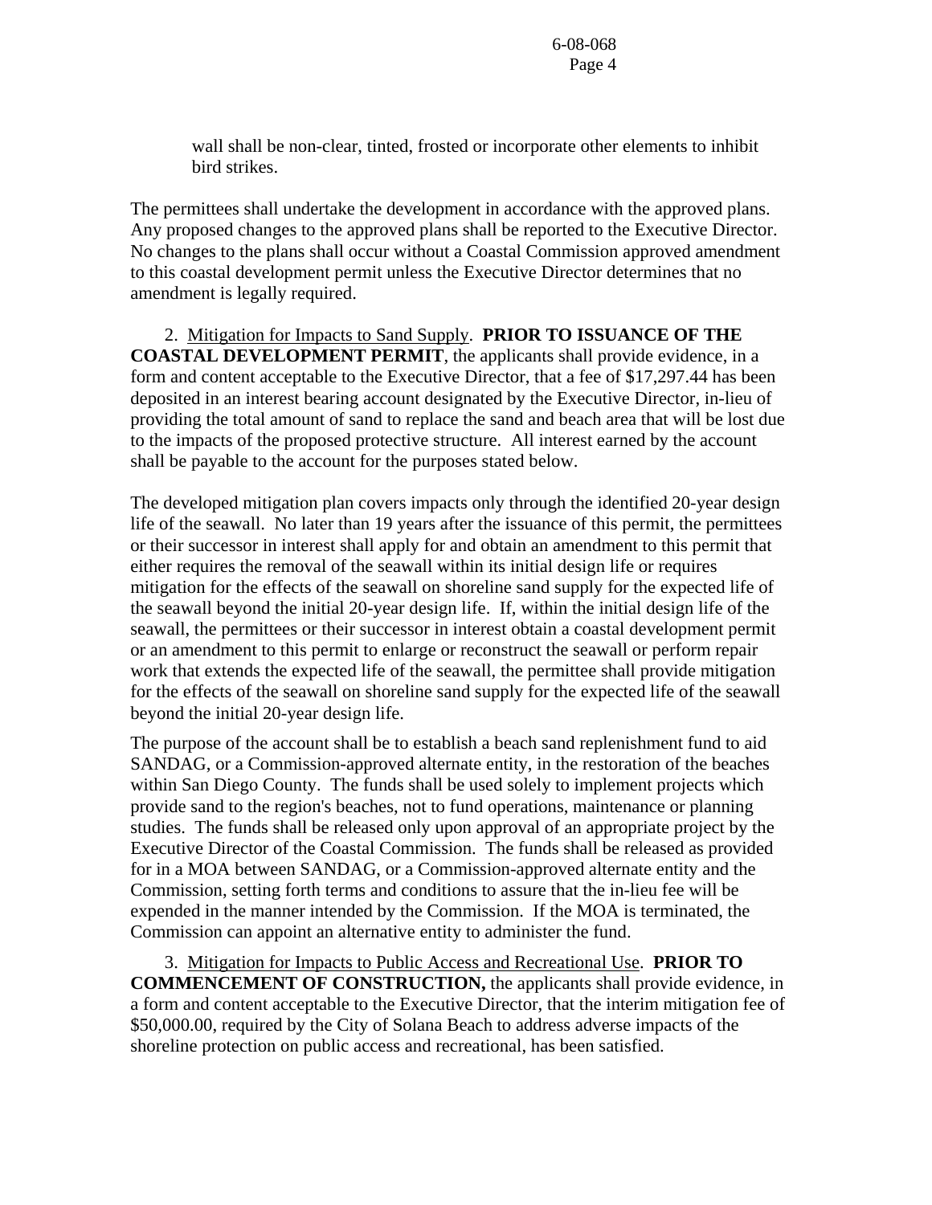wall shall be non-clear, tinted, frosted or incorporate other elements to inhibit bird strikes.

The permittees shall undertake the development in accordance with the approved plans. Any proposed changes to the approved plans shall be reported to the Executive Director. No changes to the plans shall occur without a Coastal Commission approved amendment to this coastal development permit unless the Executive Director determines that no amendment is legally required.

2. Mitigation for Impacts to Sand Supply. **PRIOR TO ISSUANCE OF THE COASTAL DEVELOPMENT PERMIT**, the applicants shall provide evidence, in a form and content acceptable to the Executive Director, that a fee of $17,297.44 has been deposited in an interest bearing account designated by the Executive Director, in-lieu of providing the total amount of sand to replace the sand and beach area that will be lost due to the impacts of the proposed protective structure. All interest earned by the account shall be payable to the account for the purposes stated below.

The developed mitigation plan covers impacts only through the identified 20-year design life of the seawall. No later than 19 years after the issuance of this permit, the permittees or their successor in interest shall apply for and obtain an amendment to this permit that either requires the removal of the seawall within its initial design life or requires mitigation for the effects of the seawall on shoreline sand supply for the expected life of the seawall beyond the initial 20-year design life. If, within the initial design life of the seawall, the permittees or their successor in interest obtain a coastal development permit or an amendment to this permit to enlarge or reconstruct the seawall or perform repair work that extends the expected life of the seawall, the permittee shall provide mitigation for the effects of the seawall on shoreline sand supply for the expected life of the seawall beyond the initial 20-year design life.

The purpose of the account shall be to establish a beach sand replenishment fund to aid SANDAG, or a Commission-approved alternate entity, in the restoration of the beaches within San Diego County. The funds shall be used solely to implement projects which provide sand to the region's beaches, not to fund operations, maintenance or planning studies. The funds shall be released only upon approval of an appropriate project by the Executive Director of the Coastal Commission. The funds shall be released as provided for in a MOA between SANDAG, or a Commission-approved alternate entity and the Commission, setting forth terms and conditions to assure that the in-lieu fee will be expended in the manner intended by the Commission. If the MOA is terminated, the Commission can appoint an alternative entity to administer the fund.

3. Mitigation for Impacts to Public Access and Recreational Use. **PRIOR TO COMMENCEMENT OF CONSTRUCTION,** the applicants shall provide evidence, in a form and content acceptable to the Executive Director, that the interim mitigation fee of $50,000.00, required by the City of Solana Beach to address adverse impacts of the shoreline protection on public access and recreational, has been satisfied.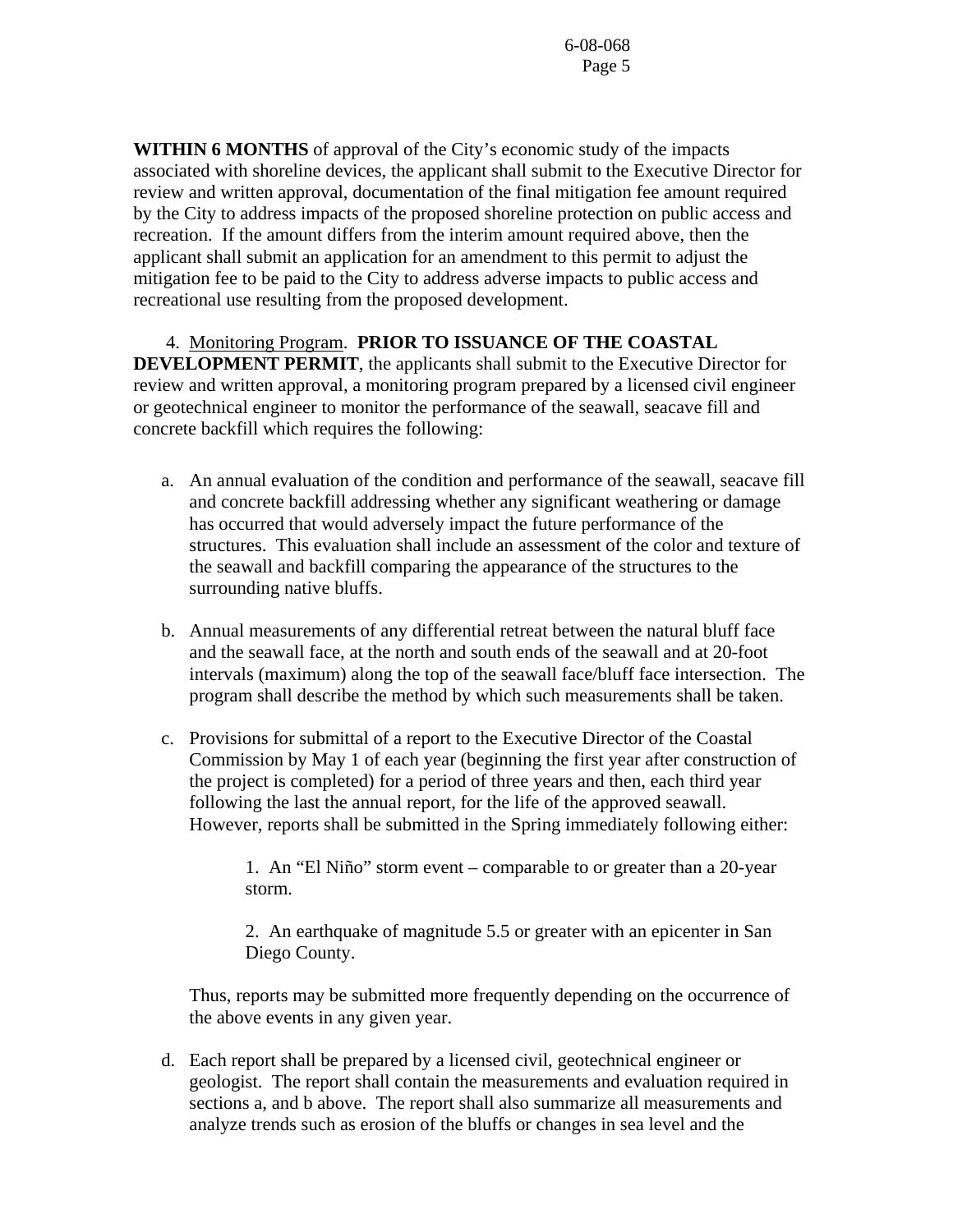**WITHIN 6 MONTHS** of approval of the City's economic study of the impacts associated with shoreline devices, the applicant shall submit to the Executive Director for review and written approval, documentation of the final mitigation fee amount required by the City to address impacts of the proposed shoreline protection on public access and recreation. If the amount differs from the interim amount required above, then the applicant shall submit an application for an amendment to this permit to adjust the mitigation fee to be paid to the City to address adverse impacts to public access and recreational use resulting from the proposed development.

4. Monitoring Program. **PRIOR TO ISSUANCE OF THE COASTAL DEVELOPMENT PERMIT**, the applicants shall submit to the Executive Director for review and written approval, a monitoring program prepared by a licensed civil engineer or geotechnical engineer to monitor the performance of the seawall, seacave fill and concrete backfill which requires the following:

a. An annual evaluation of the condition and performance of the seawall, seacave fill and concrete backfill addressing whether any significant weathering or damage has occurred that would adversely impact the future performance of the structures. This evaluation shall include an assessment of the color and texture of the seawall and backfill comparing the appearance of the structures to the surrounding native bluffs.

b. Annual measurements of any differential retreat between the natural bluff face and the seawall face, at the north and south ends of the seawall and at 20-foot intervals (maximum) along the top of the seawall face/bluff face intersection. The program shall describe the method by which such measurements shall be taken.

c. Provisions for submittal of a report to the Executive Director of the Coastal Commission by May 1 of each year (beginning the first year after construction of the project is completed) for a period of three years and then, each third year following the last the annual report, for the life of the approved seawall. However, reports shall be submitted in the Spring immediately following either:

    1. An "El Niño" storm event – comparable to or greater than a 20-year storm.

    2. An earthquake of magnitude 5.5 or greater with an epicenter in San Diego County.

   Thus, reports may be submitted more frequently depending on the occurrence of the above events in any given year.

d. Each report shall be prepared by a licensed civil, geotechnical engineer or geologist. The report shall contain the measurements and evaluation required in sections a, and b above. The report shall also summarize all measurements and analyze trends such as erosion of the bluffs or changes in sea level and the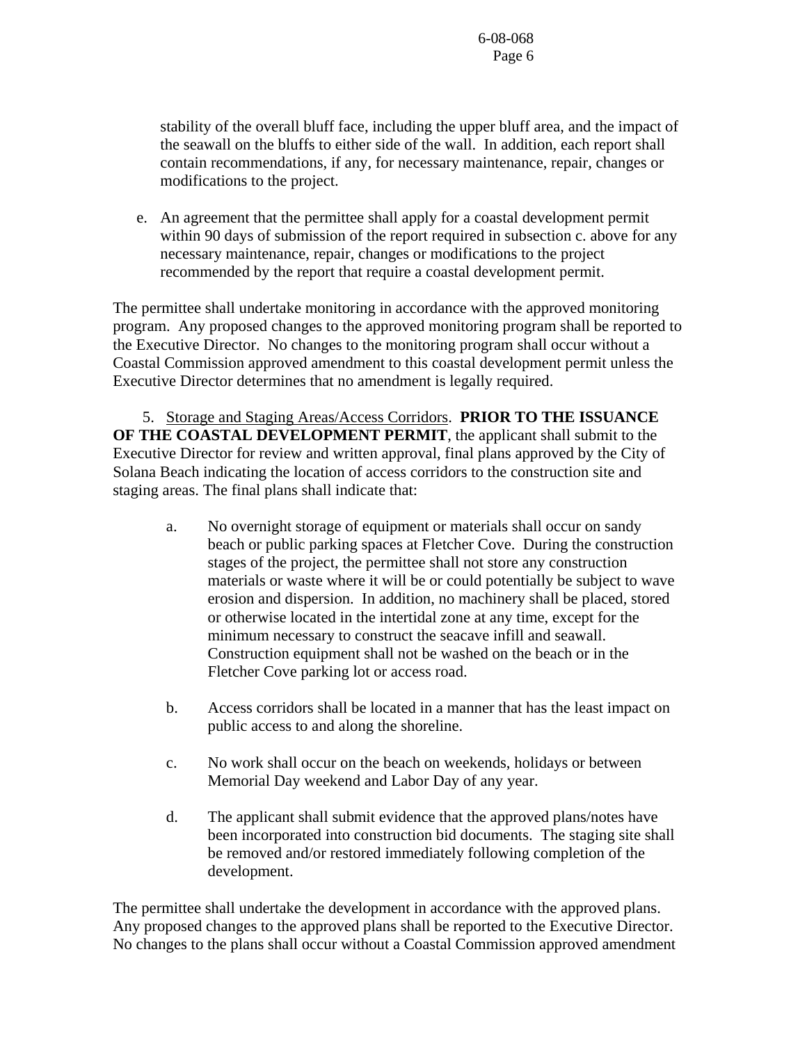stability of the overall bluff face, including the upper bluff area, and the impact of the seawall on the bluffs to either side of the wall. In addition, each report shall contain recommendations, if any, for necessary maintenance, repair, changes or modifications to the project.

e. An agreement that the permittee shall apply for a coastal development permit within 90 days of submission of the report required in subsection c. above for any necessary maintenance, repair, changes or modifications to the project recommended by the report that require a coastal development permit.

The permittee shall undertake monitoring in accordance with the approved monitoring program. Any proposed changes to the approved monitoring program shall be reported to the Executive Director. No changes to the monitoring program shall occur without a Coastal Commission approved amendment to this coastal development permit unless the Executive Director determines that no amendment is legally required.

5. Storage and Staging Areas/Access Corridors. **PRIOR TO THE ISSUANCE OF THE COASTAL DEVELOPMENT PERMIT**, the applicant shall submit to the Executive Director for review and written approval, final plans approved by the City of Solana Beach indicating the location of access corridors to the construction site and staging areas. The final plans shall indicate that:

a. No overnight storage of equipment or materials shall occur on sandy beach or public parking spaces at Fletcher Cove. During the construction stages of the project, the permittee shall not store any construction materials or waste where it will be or could potentially be subject to wave erosion and dispersion. In addition, no machinery shall be placed, stored or otherwise located in the intertidal zone at any time, except for the minimum necessary to construct the seacave infill and seawall. Construction equipment shall not be washed on the beach or in the Fletcher Cove parking lot or access road.

b. Access corridors shall be located in a manner that has the least impact on public access to and along the shoreline.

c. No work shall occur on the beach on weekends, holidays or between Memorial Day weekend and Labor Day of any year.

d. The applicant shall submit evidence that the approved plans/notes have been incorporated into construction bid documents. The staging site shall be removed and/or restored immediately following completion of the development.

The permittee shall undertake the development in accordance with the approved plans. Any proposed changes to the approved plans shall be reported to the Executive Director. No changes to the plans shall occur without a Coastal Commission approved amendment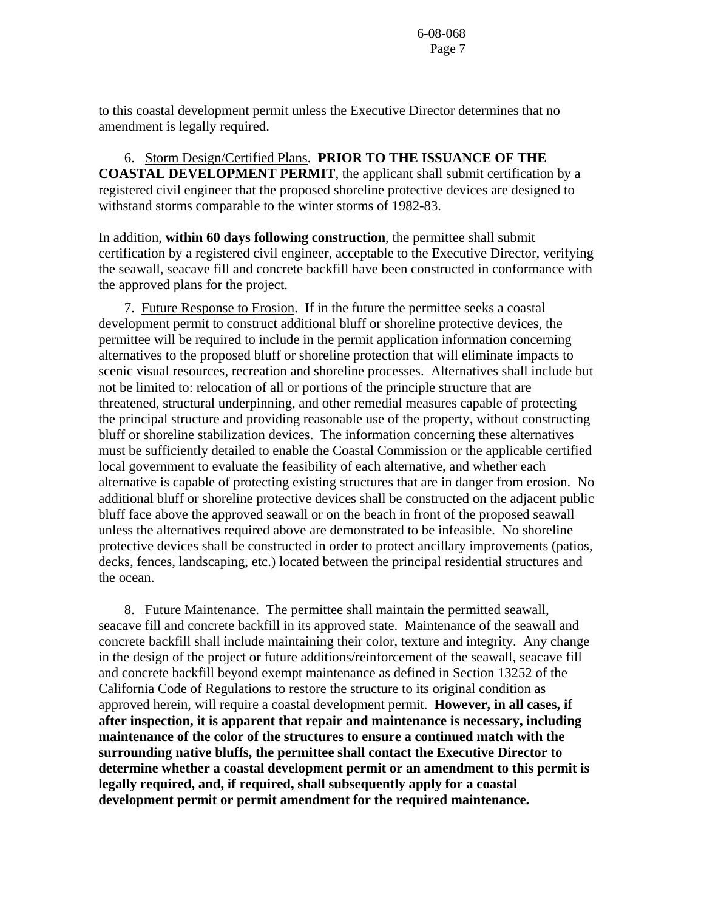to this coastal development permit unless the Executive Director determines that no amendment is legally required.

6. Storm Design/Certified Plans. **PRIOR TO THE ISSUANCE OF THE COASTAL DEVELOPMENT PERMIT**, the applicant shall submit certification by a registered civil engineer that the proposed shoreline protective devices are designed to withstand storms comparable to the winter storms of 1982-83.

In addition, **within 60 days following construction**, the permittee shall submit certification by a registered civil engineer, acceptable to the Executive Director, verifying the seawall, seacave fill and concrete backfill have been constructed in conformance with the approved plans for the project.

7. Future Response to Erosion. If in the future the permittee seeks a coastal development permit to construct additional bluff or shoreline protective devices, the permittee will be required to include in the permit application information concerning alternatives to the proposed bluff or shoreline protection that will eliminate impacts to scenic visual resources, recreation and shoreline processes. Alternatives shall include but not be limited to: relocation of all or portions of the principle structure that are threatened, structural underpinning, and other remedial measures capable of protecting the principal structure and providing reasonable use of the property, without constructing bluff or shoreline stabilization devices. The information concerning these alternatives must be sufficiently detailed to enable the Coastal Commission or the applicable certified local government to evaluate the feasibility of each alternative, and whether each alternative is capable of protecting existing structures that are in danger from erosion. No additional bluff or shoreline protective devices shall be constructed on the adjacent public bluff face above the approved seawall or on the beach in front of the proposed seawall unless the alternatives required above are demonstrated to be infeasible. No shoreline protective devices shall be constructed in order to protect ancillary improvements (patios, decks, fences, landscaping, etc.) located between the principal residential structures and the ocean.

8. Future Maintenance. The permittee shall maintain the permitted seawall, seacave fill and concrete backfill in its approved state. Maintenance of the seawall and concrete backfill shall include maintaining their color, texture and integrity. Any change in the design of the project or future additions/reinforcement of the seawall, seacave fill and concrete backfill beyond exempt maintenance as defined in Section 13252 of the California Code of Regulations to restore the structure to its original condition as approved herein, will require a coastal development permit. **However, in all cases, if after inspection, it is apparent that repair and maintenance is necessary, including maintenance of the color of the structures to ensure a continued match with the surrounding native bluffs, the permittee shall contact the Executive Director to determine whether a coastal development permit or an amendment to this permit is legally required, and, if required, shall subsequently apply for a coastal development permit or permit amendment for the required maintenance.**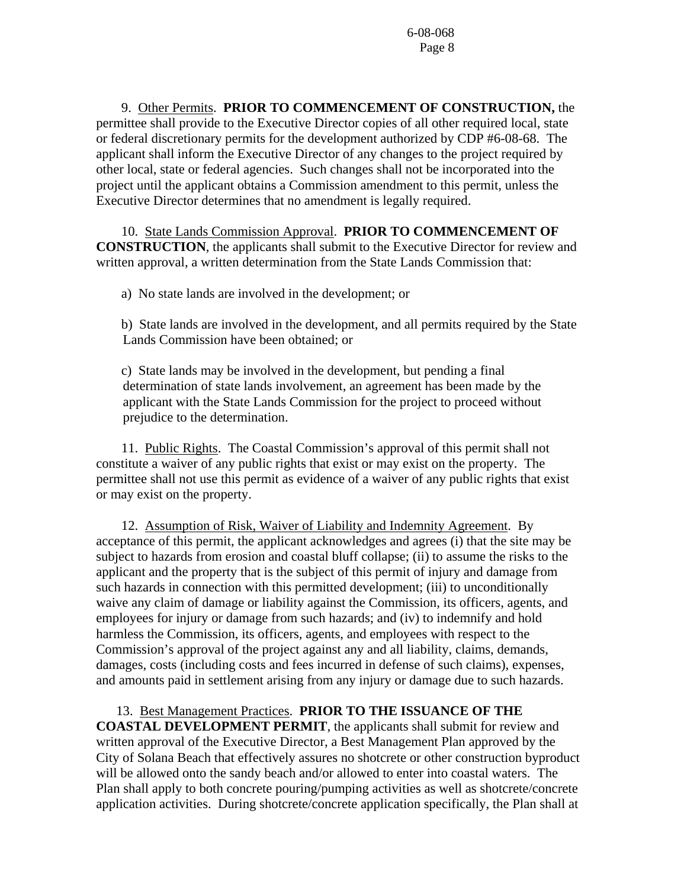9. Other Permits. **PRIOR TO COMMENCEMENT OF CONSTRUCTION,** the permittee shall provide to the Executive Director copies of all other required local, state or federal discretionary permits for the development authorized by CDP #6-08-68. The applicant shall inform the Executive Director of any changes to the project required by other local, state or federal agencies. Such changes shall not be incorporated into the project until the applicant obtains a Commission amendment to this permit, unless the Executive Director determines that no amendment is legally required.

10. State Lands Commission Approval. **PRIOR TO COMMENCEMENT OF CONSTRUCTION**, the applicants shall submit to the Executive Director for review and written approval, a written determination from the State Lands Commission that:

a) No state lands are involved in the development; or

b) State lands are involved in the development, and all permits required by the State Lands Commission have been obtained; or

c) State lands may be involved in the development, but pending a final determination of state lands involvement, an agreement has been made by the applicant with the State Lands Commission for the project to proceed without prejudice to the determination.

11. Public Rights. The Coastal Commission's approval of this permit shall not constitute a waiver of any public rights that exist or may exist on the property. The permittee shall not use this permit as evidence of a waiver of any public rights that exist or may exist on the property.

12. Assumption of Risk, Waiver of Liability and Indemnity Agreement. By acceptance of this permit, the applicant acknowledges and agrees (i) that the site may be subject to hazards from erosion and coastal bluff collapse; (ii) to assume the risks to the applicant and the property that is the subject of this permit of injury and damage from such hazards in connection with this permitted development; (iii) to unconditionally waive any claim of damage or liability against the Commission, its officers, agents, and employees for injury or damage from such hazards; and (iv) to indemnify and hold harmless the Commission, its officers, agents, and employees with respect to the Commission's approval of the project against any and all liability, claims, demands, damages, costs (including costs and fees incurred in defense of such claims), expenses, and amounts paid in settlement arising from any injury or damage due to such hazards.

13. Best Management Practices. **PRIOR TO THE ISSUANCE OF THE COASTAL DEVELOPMENT PERMIT**, the applicants shall submit for review and written approval of the Executive Director, a Best Management Plan approved by the City of Solana Beach that effectively assures no shotcrete or other construction byproduct will be allowed onto the sandy beach and/or allowed to enter into coastal waters. The Plan shall apply to both concrete pouring/pumping activities as well as shotcrete/concrete application activities. During shotcrete/concrete application specifically, the Plan shall at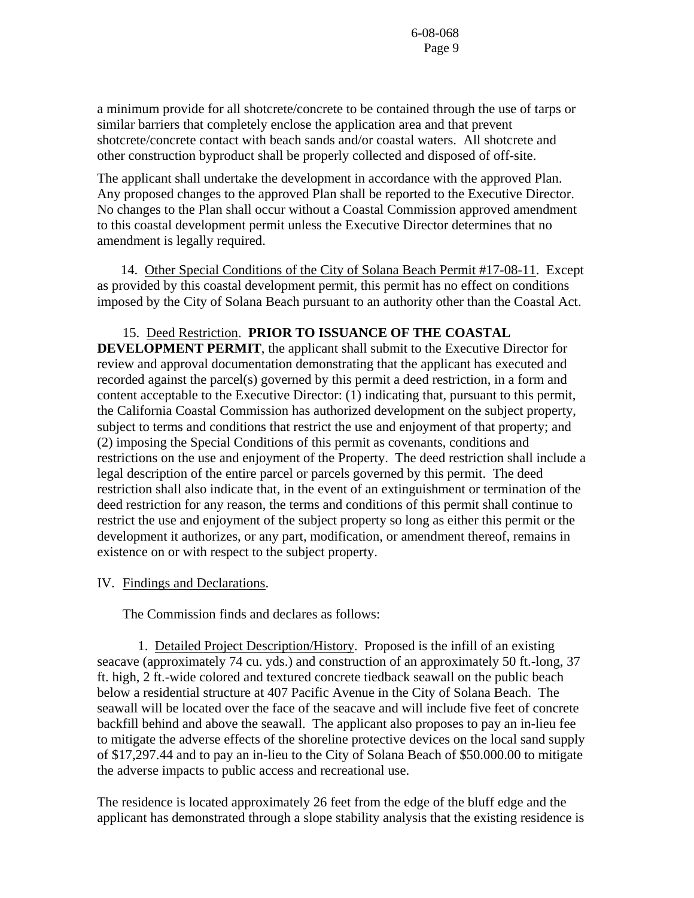a minimum provide for all shotcrete/concrete to be contained through the use of tarps or similar barriers that completely enclose the application area and that prevent shotcrete/concrete contact with beach sands and/or coastal waters. All shotcrete and other construction byproduct shall be properly collected and disposed of off-site.

The applicant shall undertake the development in accordance with the approved Plan. Any proposed changes to the approved Plan shall be reported to the Executive Director. No changes to the Plan shall occur without a Coastal Commission approved amendment to this coastal development permit unless the Executive Director determines that no amendment is legally required.

14. Other Special Conditions of the City of Solana Beach Permit #17-08-11. Except as provided by this coastal development permit, this permit has no effect on conditions imposed by the City of Solana Beach pursuant to an authority other than the Coastal Act.

15. Deed Restriction. **PRIOR TO ISSUANCE OF THE COASTAL DEVELOPMENT PERMIT**, the applicant shall submit to the Executive Director for review and approval documentation demonstrating that the applicant has executed and recorded against the parcel(s) governed by this permit a deed restriction, in a form and content acceptable to the Executive Director: (1) indicating that, pursuant to this permit, the California Coastal Commission has authorized development on the subject property, subject to terms and conditions that restrict the use and enjoyment of that property; and (2) imposing the Special Conditions of this permit as covenants, conditions and restrictions on the use and enjoyment of the Property. The deed restriction shall include a legal description of the entire parcel or parcels governed by this permit. The deed restriction shall also indicate that, in the event of an extinguishment or termination of the deed restriction for any reason, the terms and conditions of this permit shall continue to restrict the use and enjoyment of the subject property so long as either this permit or the development it authorizes, or any part, modification, or amendment thereof, remains in existence on or with respect to the subject property.

IV. Findings and Declarations.

The Commission finds and declares as follows:

1. Detailed Project Description/History. Proposed is the infill of an existing seacave (approximately 74 cu. yds.) and construction of an approximately 50 ft.-long, 37 ft. high, 2 ft.-wide colored and textured concrete tiedback seawall on the public beach below a residential structure at 407 Pacific Avenue in the City of Solana Beach. The seawall will be located over the face of the seacave and will include five feet of concrete backfill behind and above the seawall. The applicant also proposes to pay an in-lieu fee to mitigate the adverse effects of the shoreline protective devices on the local sand supply of $17,297.44 and to pay an in-lieu to the City of Solana Beach of $50.000.00 to mitigate the adverse impacts to public access and recreational use.

The residence is located approximately 26 feet from the edge of the bluff edge and the applicant has demonstrated through a slope stability analysis that the existing residence is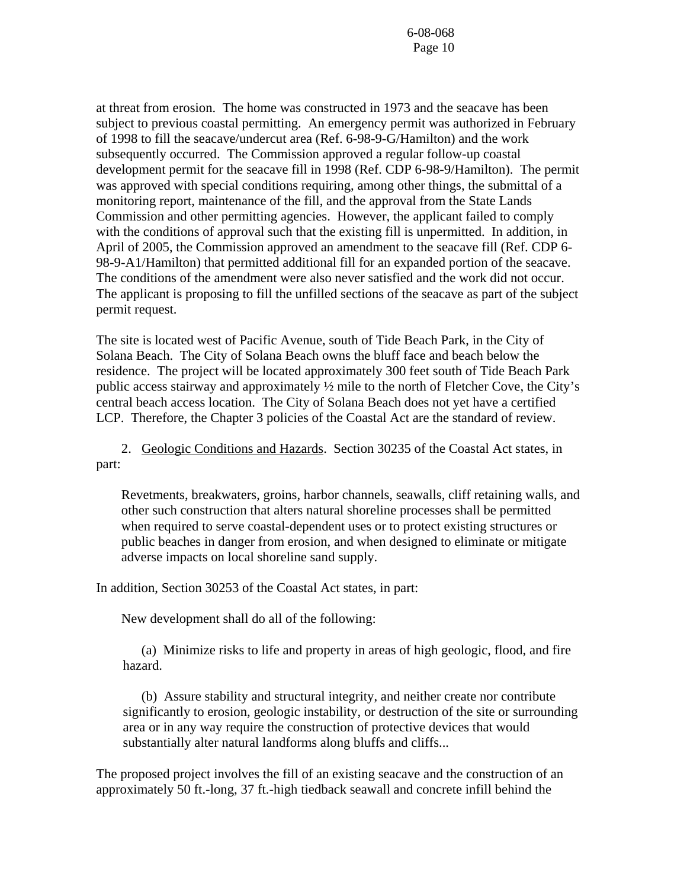at threat from erosion. The home was constructed in 1973 and the seacave has been subject to previous coastal permitting. An emergency permit was authorized in February of 1998 to fill the seacave/undercut area (Ref. 6-98-9-G/Hamilton) and the work subsequently occurred. The Commission approved a regular follow-up coastal development permit for the seacave fill in 1998 (Ref. CDP 6-98-9/Hamilton). The permit was approved with special conditions requiring, among other things, the submittal of a monitoring report, maintenance of the fill, and the approval from the State Lands Commission and other permitting agencies. However, the applicant failed to comply with the conditions of approval such that the existing fill is unpermitted. In addition, in April of 2005, the Commission approved an amendment to the seacave fill (Ref. CDP 6-98-9-A1/Hamilton) that permitted additional fill for an expanded portion of the seacave. The conditions of the amendment were also never satisfied and the work did not occur. The applicant is proposing to fill the unfilled sections of the seacave as part of the subject permit request.

The site is located west of Pacific Avenue, south of Tide Beach Park, in the City of Solana Beach. The City of Solana Beach owns the bluff face and beach below the residence. The project will be located approximately 300 feet south of Tide Beach Park public access stairway and approximately ½ mile to the north of Fletcher Cove, the City's central beach access location. The City of Solana Beach does not yet have a certified LCP. Therefore, the Chapter 3 policies of the Coastal Act are the standard of review.

2. Geologic Conditions and Hazards. Section 30235 of the Coastal Act states, in part:

> Revetments, breakwaters, groins, harbor channels, seawalls, cliff retaining walls, and other such construction that alters natural shoreline processes shall be permitted when required to serve coastal-dependent uses or to protect existing structures or public beaches in danger from erosion, and when designed to eliminate or mitigate adverse impacts on local shoreline sand supply.

In addition, Section 30253 of the Coastal Act states, in part:

> New development shall do all of the following:
>
> (a) Minimize risks to life and property in areas of high geologic, flood, and fire hazard.
>
> (b) Assure stability and structural integrity, and neither create nor contribute significantly to erosion, geologic instability, or destruction of the site or surrounding area or in any way require the construction of protective devices that would substantially alter natural landforms along bluffs and cliffs...

The proposed project involves the fill of an existing seacave and the construction of an approximately 50 ft.-long, 37 ft.-high tiedback seawall and concrete infill behind the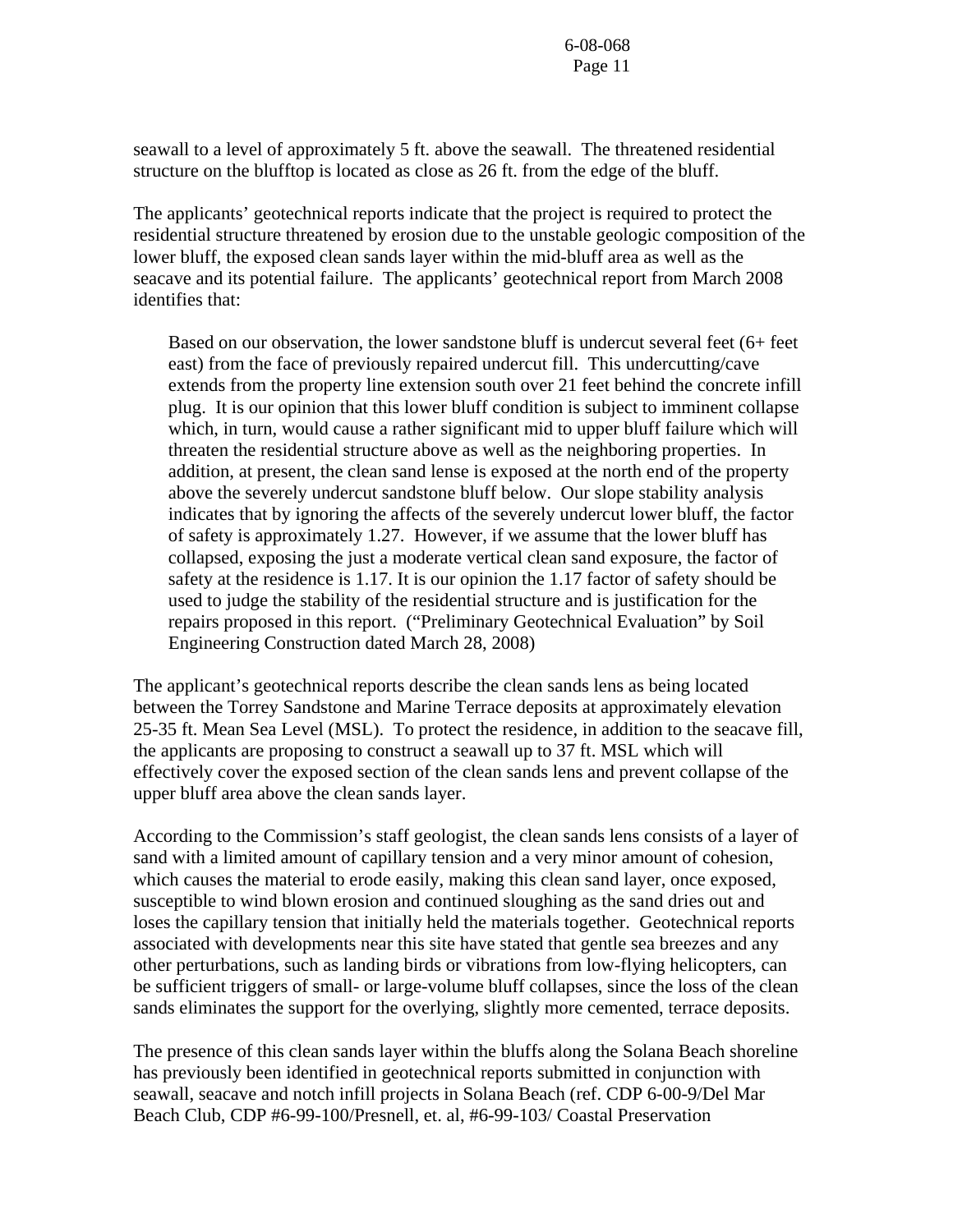seawall to a level of approximately 5 ft. above the seawall. The threatened residential structure on the blufftop is located as close as 26 ft. from the edge of the bluff.

The applicants' geotechnical reports indicate that the project is required to protect the residential structure threatened by erosion due to the unstable geologic composition of the lower bluff, the exposed clean sands layer within the mid-bluff area as well as the seacave and its potential failure. The applicants' geotechnical report from March 2008 identifies that:

> Based on our observation, the lower sandstone bluff is undercut several feet (6+ feet east) from the face of previously repaired undercut fill. This undercutting/cave extends from the property line extension south over 21 feet behind the concrete infill plug. It is our opinion that this lower bluff condition is subject to imminent collapse which, in turn, would cause a rather significant mid to upper bluff failure which will threaten the residential structure above as well as the neighboring properties. In addition, at present, the clean sand lense is exposed at the north end of the property above the severely undercut sandstone bluff below. Our slope stability analysis indicates that by ignoring the affects of the severely undercut lower bluff, the factor of safety is approximately 1.27. However, if we assume that the lower bluff has collapsed, exposing the just a moderate vertical clean sand exposure, the factor of safety at the residence is 1.17. It is our opinion the 1.17 factor of safety should be used to judge the stability of the residential structure and is justification for the repairs proposed in this report. ("Preliminary Geotechnical Evaluation" by Soil Engineering Construction dated March 28, 2008)

The applicant's geotechnical reports describe the clean sands lens as being located between the Torrey Sandstone and Marine Terrace deposits at approximately elevation 25-35 ft. Mean Sea Level (MSL). To protect the residence, in addition to the seacave fill, the applicants are proposing to construct a seawall up to 37 ft. MSL which will effectively cover the exposed section of the clean sands lens and prevent collapse of the upper bluff area above the clean sands layer.

According to the Commission's staff geologist, the clean sands lens consists of a layer of sand with a limited amount of capillary tension and a very minor amount of cohesion, which causes the material to erode easily, making this clean sand layer, once exposed, susceptible to wind blown erosion and continued sloughing as the sand dries out and loses the capillary tension that initially held the materials together. Geotechnical reports associated with developments near this site have stated that gentle sea breezes and any other perturbations, such as landing birds or vibrations from low-flying helicopters, can be sufficient triggers of small- or large-volume bluff collapses, since the loss of the clean sands eliminates the support for the overlying, slightly more cemented, terrace deposits.

The presence of this clean sands layer within the bluffs along the Solana Beach shoreline has previously been identified in geotechnical reports submitted in conjunction with seawall, seacave and notch infill projects in Solana Beach (ref. CDP 6-00-9/Del Mar Beach Club, CDP #6-99-100/Presnell, et. al, #6-99-103/ Coastal Preservation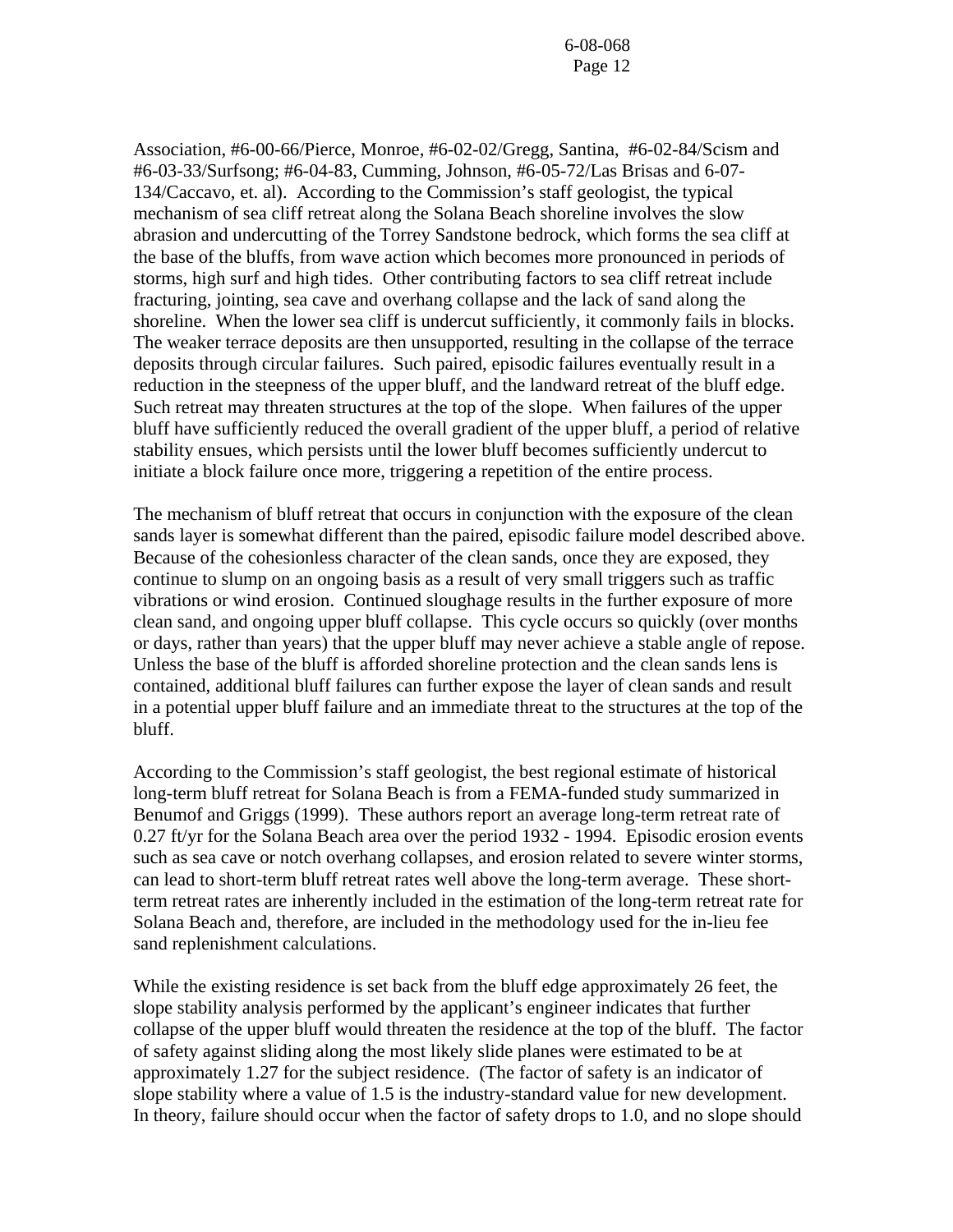Association, #6-00-66/Pierce, Monroe, #6-02-02/Gregg, Santina, #6-02-84/Scism and #6-03-33/Surfsong; #6-04-83, Cumming, Johnson, #6-05-72/Las Brisas and 6-07-134/Caccavo, et. al). According to the Commission's staff geologist, the typical mechanism of sea cliff retreat along the Solana Beach shoreline involves the slow abrasion and undercutting of the Torrey Sandstone bedrock, which forms the sea cliff at the base of the bluffs, from wave action which becomes more pronounced in periods of storms, high surf and high tides. Other contributing factors to sea cliff retreat include fracturing, jointing, sea cave and overhang collapse and the lack of sand along the shoreline. When the lower sea cliff is undercut sufficiently, it commonly fails in blocks. The weaker terrace deposits are then unsupported, resulting in the collapse of the terrace deposits through circular failures. Such paired, episodic failures eventually result in a reduction in the steepness of the upper bluff, and the landward retreat of the bluff edge. Such retreat may threaten structures at the top of the slope. When failures of the upper bluff have sufficiently reduced the overall gradient of the upper bluff, a period of relative stability ensues, which persists until the lower bluff becomes sufficiently undercut to initiate a block failure once more, triggering a repetition of the entire process.

The mechanism of bluff retreat that occurs in conjunction with the exposure of the clean sands layer is somewhat different than the paired, episodic failure model described above. Because of the cohesionless character of the clean sands, once they are exposed, they continue to slump on an ongoing basis as a result of very small triggers such as traffic vibrations or wind erosion. Continued sloughage results in the further exposure of more clean sand, and ongoing upper bluff collapse. This cycle occurs so quickly (over months or days, rather than years) that the upper bluff may never achieve a stable angle of repose. Unless the base of the bluff is afforded shoreline protection and the clean sands lens is contained, additional bluff failures can further expose the layer of clean sands and result in a potential upper bluff failure and an immediate threat to the structures at the top of the bluff.

According to the Commission's staff geologist, the best regional estimate of historical long-term bluff retreat for Solana Beach is from a FEMA-funded study summarized in Benumof and Griggs (1999). These authors report an average long-term retreat rate of 0.27 ft/yr for the Solana Beach area over the period 1932 - 1994. Episodic erosion events such as sea cave or notch overhang collapses, and erosion related to severe winter storms, can lead to short-term bluff retreat rates well above the long-term average. These short-term retreat rates are inherently included in the estimation of the long-term retreat rate for Solana Beach and, therefore, are included in the methodology used for the in-lieu fee sand replenishment calculations.

While the existing residence is set back from the bluff edge approximately 26 feet, the slope stability analysis performed by the applicant's engineer indicates that further collapse of the upper bluff would threaten the residence at the top of the bluff. The factor of safety against sliding along the most likely slide planes were estimated to be at approximately 1.27 for the subject residence. (The factor of safety is an indicator of slope stability where a value of 1.5 is the industry-standard value for new development. In theory, failure should occur when the factor of safety drops to 1.0, and no slope should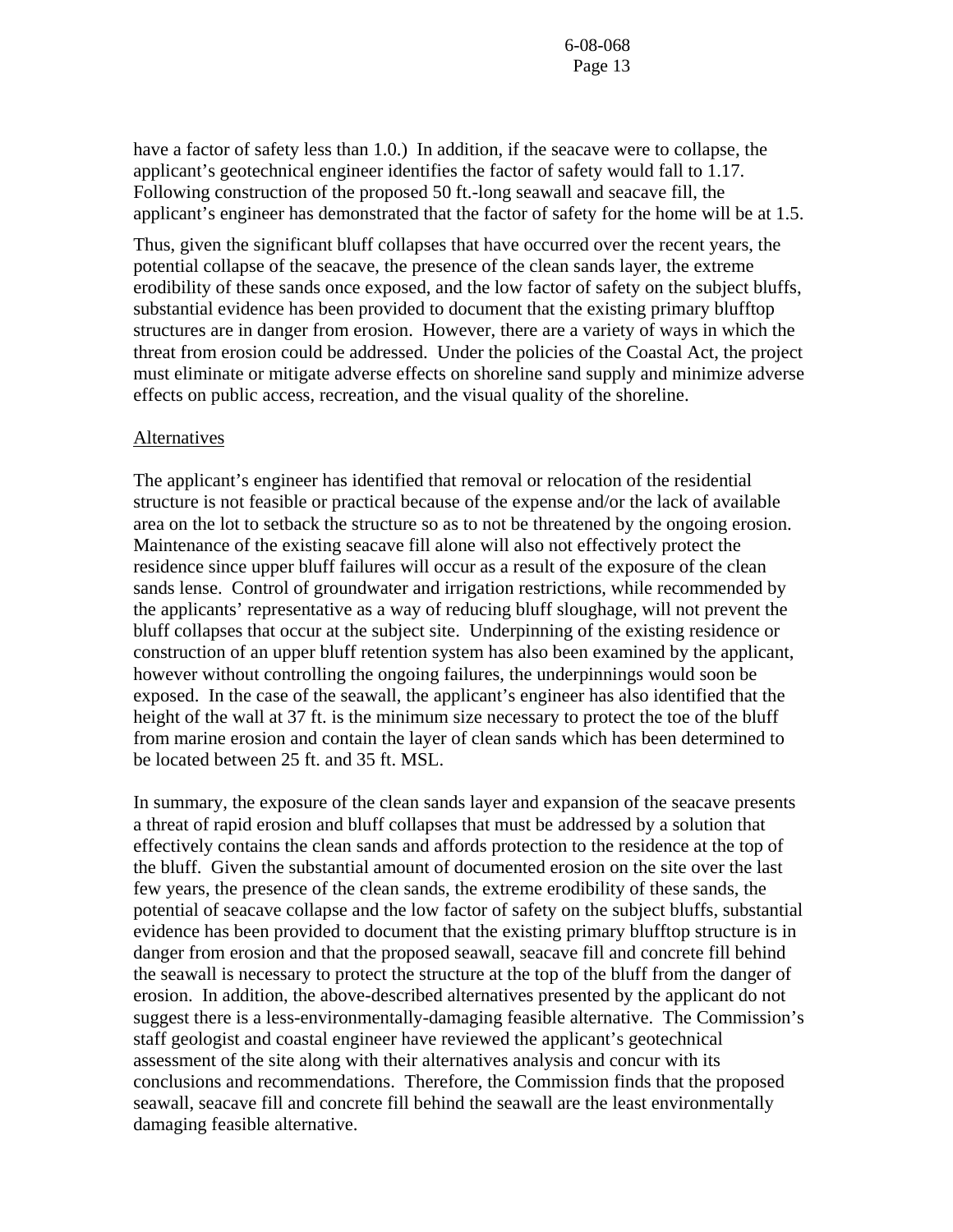have a factor of safety less than 1.0.) In addition, if the seacave were to collapse, the applicant's geotechnical engineer identifies the factor of safety would fall to 1.17. Following construction of the proposed 50 ft.-long seawall and seacave fill, the applicant's engineer has demonstrated that the factor of safety for the home will be at 1.5.

Thus, given the significant bluff collapses that have occurred over the recent years, the potential collapse of the seacave, the presence of the clean sands layer, the extreme erodibility of these sands once exposed, and the low factor of safety on the subject bluffs, substantial evidence has been provided to document that the existing primary blufftop structures are in danger from erosion. However, there are a variety of ways in which the threat from erosion could be addressed. Under the policies of the Coastal Act, the project must eliminate or mitigate adverse effects on shoreline sand supply and minimize adverse effects on public access, recreation, and the visual quality of the shoreline.

Alternatives

The applicant's engineer has identified that removal or relocation of the residential structure is not feasible or practical because of the expense and/or the lack of available area on the lot to setback the structure so as to not be threatened by the ongoing erosion. Maintenance of the existing seacave fill alone will also not effectively protect the residence since upper bluff failures will occur as a result of the exposure of the clean sands lense. Control of groundwater and irrigation restrictions, while recommended by the applicants' representative as a way of reducing bluff sloughage, will not prevent the bluff collapses that occur at the subject site. Underpinning of the existing residence or construction of an upper bluff retention system has also been examined by the applicant, however without controlling the ongoing failures, the underpinnings would soon be exposed. In the case of the seawall, the applicant's engineer has also identified that the height of the wall at 37 ft. is the minimum size necessary to protect the toe of the bluff from marine erosion and contain the layer of clean sands which has been determined to be located between 25 ft. and 35 ft. MSL.

In summary, the exposure of the clean sands layer and expansion of the seacave presents a threat of rapid erosion and bluff collapses that must be addressed by a solution that effectively contains the clean sands and affords protection to the residence at the top of the bluff. Given the substantial amount of documented erosion on the site over the last few years, the presence of the clean sands, the extreme erodibility of these sands, the potential of seacave collapse and the low factor of safety on the subject bluffs, substantial evidence has been provided to document that the existing primary blufftop structure is in danger from erosion and that the proposed seawall, seacave fill and concrete fill behind the seawall is necessary to protect the structure at the top of the bluff from the danger of erosion. In addition, the above-described alternatives presented by the applicant do not suggest there is a less-environmentally-damaging feasible alternative. The Commission's staff geologist and coastal engineer have reviewed the applicant's geotechnical assessment of the site along with their alternatives analysis and concur with its conclusions and recommendations. Therefore, the Commission finds that the proposed seawall, seacave fill and concrete fill behind the seawall are the least environmentally damaging feasible alternative.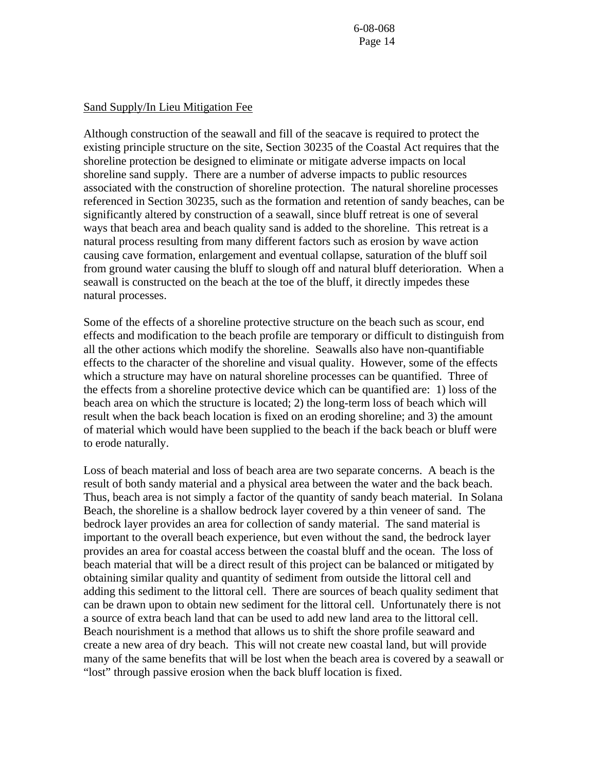Sand Supply/In Lieu Mitigation Fee

Although construction of the seawall and fill of the seacave is required to protect the existing principle structure on the site, Section 30235 of the Coastal Act requires that the shoreline protection be designed to eliminate or mitigate adverse impacts on local shoreline sand supply. There are a number of adverse impacts to public resources associated with the construction of shoreline protection. The natural shoreline processes referenced in Section 30235, such as the formation and retention of sandy beaches, can be significantly altered by construction of a seawall, since bluff retreat is one of several ways that beach area and beach quality sand is added to the shoreline. This retreat is a natural process resulting from many different factors such as erosion by wave action causing cave formation, enlargement and eventual collapse, saturation of the bluff soil from ground water causing the bluff to slough off and natural bluff deterioration. When a seawall is constructed on the beach at the toe of the bluff, it directly impedes these natural processes.

Some of the effects of a shoreline protective structure on the beach such as scour, end effects and modification to the beach profile are temporary or difficult to distinguish from all the other actions which modify the shoreline. Seawalls also have non-quantifiable effects to the character of the shoreline and visual quality. However, some of the effects which a structure may have on natural shoreline processes can be quantified. Three of the effects from a shoreline protective device which can be quantified are: 1) loss of the beach area on which the structure is located; 2) the long-term loss of beach which will result when the back beach location is fixed on an eroding shoreline; and 3) the amount of material which would have been supplied to the beach if the back beach or bluff were to erode naturally.

Loss of beach material and loss of beach area are two separate concerns. A beach is the result of both sandy material and a physical area between the water and the back beach. Thus, beach area is not simply a factor of the quantity of sandy beach material. In Solana Beach, the shoreline is a shallow bedrock layer covered by a thin veneer of sand. The bedrock layer provides an area for collection of sandy material. The sand material is important to the overall beach experience, but even without the sand, the bedrock layer provides an area for coastal access between the coastal bluff and the ocean. The loss of beach material that will be a direct result of this project can be balanced or mitigated by obtaining similar quality and quantity of sediment from outside the littoral cell and adding this sediment to the littoral cell. There are sources of beach quality sediment that can be drawn upon to obtain new sediment for the littoral cell. Unfortunately there is not a source of extra beach land that can be used to add new land area to the littoral cell. Beach nourishment is a method that allows us to shift the shore profile seaward and create a new area of dry beach. This will not create new coastal land, but will provide many of the same benefits that will be lost when the beach area is covered by a seawall or "lost" through passive erosion when the back bluff location is fixed.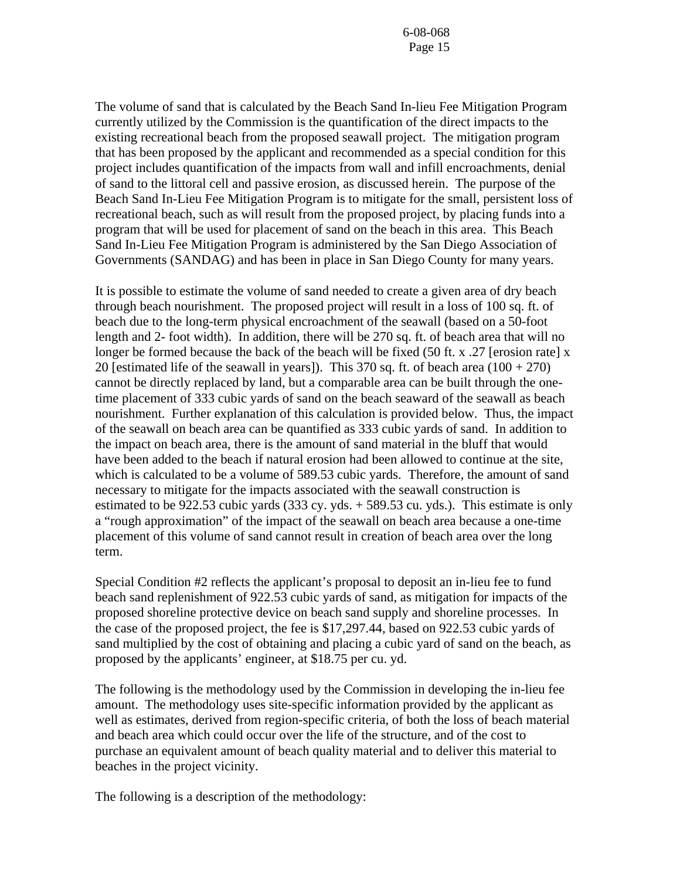The volume of sand that is calculated by the Beach Sand In-lieu Fee Mitigation Program currently utilized by the Commission is the quantification of the direct impacts to the existing recreational beach from the proposed seawall project. The mitigation program that has been proposed by the applicant and recommended as a special condition for this project includes quantification of the impacts from wall and infill encroachments, denial of sand to the littoral cell and passive erosion, as discussed herein. The purpose of the Beach Sand In-Lieu Fee Mitigation Program is to mitigate for the small, persistent loss of recreational beach, such as will result from the proposed project, by placing funds into a program that will be used for placement of sand on the beach in this area. This Beach Sand In-Lieu Fee Mitigation Program is administered by the San Diego Association of Governments (SANDAG) and has been in place in San Diego County for many years.

It is possible to estimate the volume of sand needed to create a given area of dry beach through beach nourishment. The proposed project will result in a loss of 100 sq. ft. of beach due to the long-term physical encroachment of the seawall (based on a 50-foot length and 2- foot width). In addition, there will be 270 sq. ft. of beach area that will no longer be formed because the back of the beach will be fixed (50 ft. x .27 [erosion rate] x 20 [estimated life of the seawall in years]). This 370 sq. ft. of beach area (100 + 270) cannot be directly replaced by land, but a comparable area can be built through the one-time placement of 333 cubic yards of sand on the beach seaward of the seawall as beach nourishment. Further explanation of this calculation is provided below. Thus, the impact of the seawall on beach area can be quantified as 333 cubic yards of sand. In addition to the impact on beach area, there is the amount of sand material in the bluff that would have been added to the beach if natural erosion had been allowed to continue at the site, which is calculated to be a volume of 589.53 cubic yards. Therefore, the amount of sand necessary to mitigate for the impacts associated with the seawall construction is estimated to be 922.53 cubic yards (333 cy. yds. + 589.53 cu. yds.). This estimate is only a "rough approximation" of the impact of the seawall on beach area because a one-time placement of this volume of sand cannot result in creation of beach area over the long term.

Special Condition #2 reflects the applicant's proposal to deposit an in-lieu fee to fund beach sand replenishment of 922.53 cubic yards of sand, as mitigation for impacts of the proposed shoreline protective device on beach sand supply and shoreline processes. In the case of the proposed project, the fee is $17,297.44, based on 922.53 cubic yards of sand multiplied by the cost of obtaining and placing a cubic yard of sand on the beach, as proposed by the applicants' engineer, at $18.75 per cu. yd.

The following is the methodology used by the Commission in developing the in-lieu fee amount. The methodology uses site-specific information provided by the applicant as well as estimates, derived from region-specific criteria, of both the loss of beach material and beach area which could occur over the life of the structure, and of the cost to purchase an equivalent amount of beach quality material and to deliver this material to beaches in the project vicinity.

The following is a description of the methodology: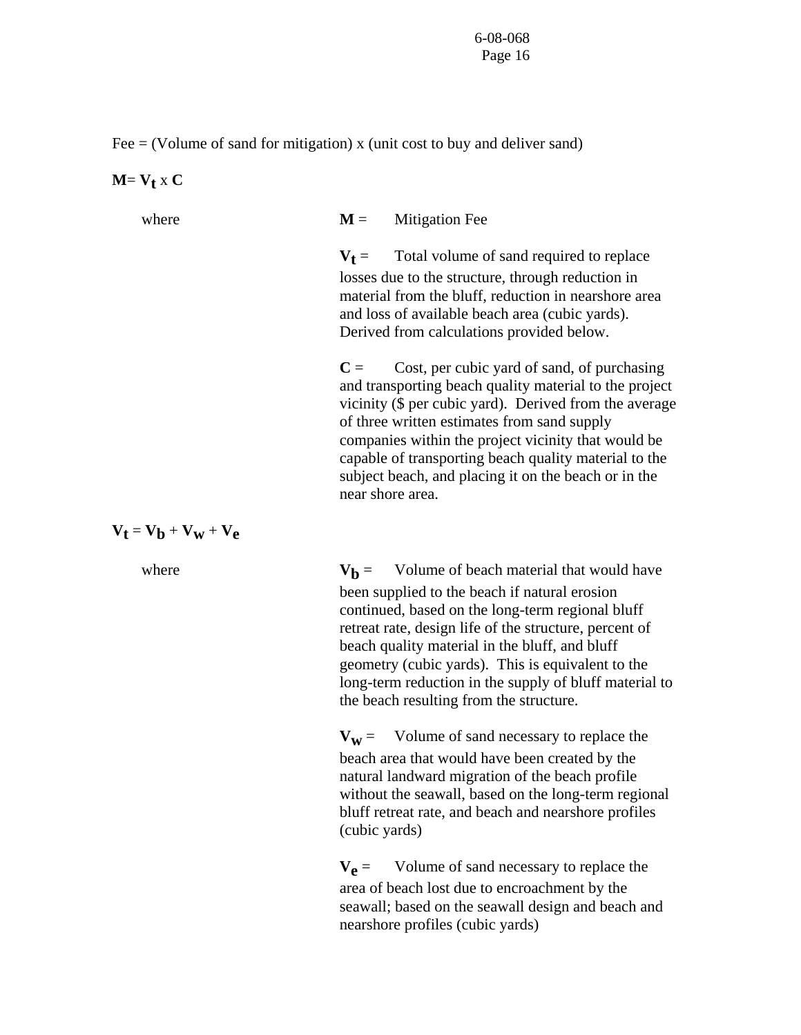Fee = (Volume of sand for mitigation) x (unit cost to buy and deliver sand)

$\mathbf{M} = \mathbf{V_t} \times \mathbf{C}$

where

$\mathbf{M}$ = Mitigation Fee

$\mathbf{V_t}$ = Total volume of sand required to replace losses due to the structure, through reduction in material from the bluff, reduction in nearshore area and loss of available beach area (cubic yards). Derived from calculations provided below.

$\mathbf{C}$ = Cost, per cubic yard of sand, of purchasing and transporting beach quality material to the project vicinity ($ per cubic yard). Derived from the average of three written estimates from sand supply companies within the project vicinity that would be capable of transporting beach quality material to the subject beach, and placing it on the beach or in the near shore area.

$\mathbf{V_t} = \mathbf{V_b} + \mathbf{V_w} + \mathbf{V_e}$

where

$\mathbf{V_b}$ = Volume of beach material that would have been supplied to the beach if natural erosion continued, based on the long-term regional bluff retreat rate, design life of the structure, percent of beach quality material in the bluff, and bluff geometry (cubic yards). This is equivalent to the long-term reduction in the supply of bluff material to the beach resulting from the structure.

$\mathbf{V_w}$ = Volume of sand necessary to replace the beach area that would have been created by the natural landward migration of the beach profile without the seawall, based on the long-term regional bluff retreat rate, and beach and nearshore profiles (cubic yards)

$\mathbf{V_e}$ = Volume of sand necessary to replace the area of beach lost due to encroachment by the seawall; based on the seawall design and beach and nearshore profiles (cubic yards)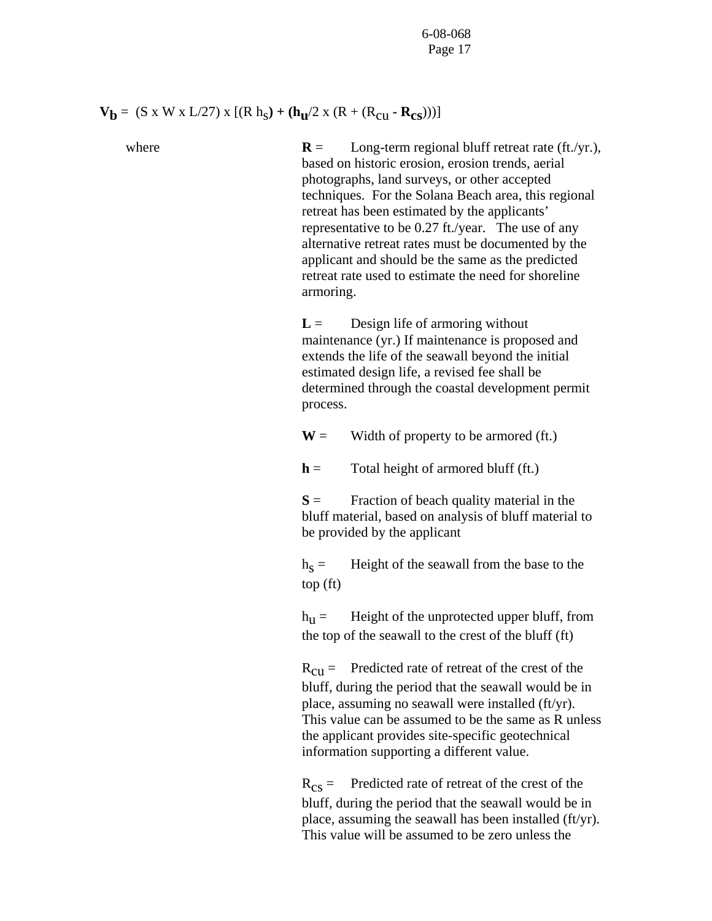$$V_b = (S \times W \times L/27) \times [(R\, h_s) + (h_u/2 \times (R + (R_{cu} - R_{cs})))]$$

where

**R** = Long-term regional bluff retreat rate (ft./yr.), based on historic erosion, erosion trends, aerial photographs, land surveys, or other accepted techniques. For the Solana Beach area, this regional retreat has been estimated by the applicants' representative to be 0.27 ft./year. The use of any alternative retreat rates must be documented by the applicant and should be the same as the predicted retreat rate used to estimate the need for shoreline armoring.

**L** = Design life of armoring without maintenance (yr.) If maintenance is proposed and extends the life of the seawall beyond the initial estimated design life, a revised fee shall be determined through the coastal development permit process.

**W** = Width of property to be armored (ft.)

**h** = Total height of armored bluff (ft.)

**S** = Fraction of beach quality material in the bluff material, based on analysis of bluff material to be provided by the applicant

$h_s$ = Height of the seawall from the base to the top (ft)

$h_u$ = Height of the unprotected upper bluff, from the top of the seawall to the crest of the bluff (ft)

$R_{cu}$ = Predicted rate of retreat of the crest of the bluff, during the period that the seawall would be in place, assuming no seawall were installed (ft/yr). This value can be assumed to be the same as R unless the applicant provides site-specific geotechnical information supporting a different value.

$R_{cs}$ = Predicted rate of retreat of the crest of the bluff, during the period that the seawall would be in place, assuming the seawall has been installed (ft/yr). This value will be assumed to be zero unless the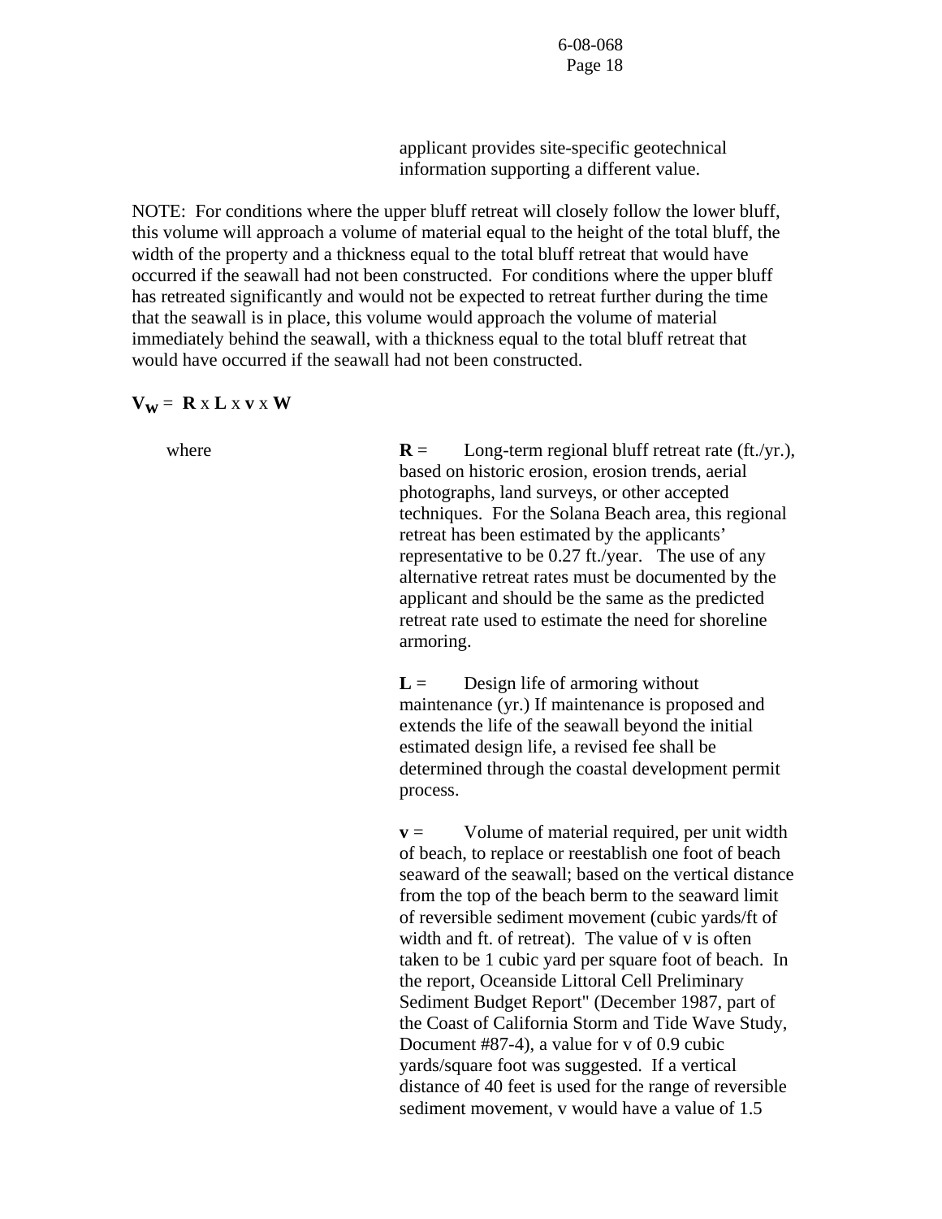applicant provides site-specific geotechnical information supporting a different value.

NOTE: For conditions where the upper bluff retreat will closely follow the lower bluff, this volume will approach a volume of material equal to the height of the total bluff, the width of the property and a thickness equal to the total bluff retreat that would have occurred if the seawall had not been constructed. For conditions where the upper bluff has retreated significantly and would not be expected to retreat further during the time that the seawall is in place, this volume would approach the volume of material immediately behind the seawall, with a thickness equal to the total bluff retreat that would have occurred if the seawall had not been constructed.

$$\mathbf{V_W} = \mathbf{R} \times \mathbf{L} \times \mathbf{v} \times \mathbf{W}$$

where

**R** = Long-term regional bluff retreat rate (ft./yr.), based on historic erosion, erosion trends, aerial photographs, land surveys, or other accepted techniques. For the Solana Beach area, this regional retreat has been estimated by the applicants' representative to be 0.27 ft./year. The use of any alternative retreat rates must be documented by the applicant and should be the same as the predicted retreat rate used to estimate the need for shoreline armoring.

**L** = Design life of armoring without maintenance (yr.) If maintenance is proposed and extends the life of the seawall beyond the initial estimated design life, a revised fee shall be determined through the coastal development permit process.

**v** = Volume of material required, per unit width of beach, to replace or reestablish one foot of beach seaward of the seawall; based on the vertical distance from the top of the beach berm to the seaward limit of reversible sediment movement (cubic yards/ft of width and ft. of retreat). The value of v is often taken to be 1 cubic yard per square foot of beach. In the report, Oceanside Littoral Cell Preliminary Sediment Budget Report" (December 1987, part of the Coast of California Storm and Tide Wave Study, Document #87-4), a value for v of 0.9 cubic yards/square foot was suggested. If a vertical distance of 40 feet is used for the range of reversible sediment movement, v would have a value of 1.5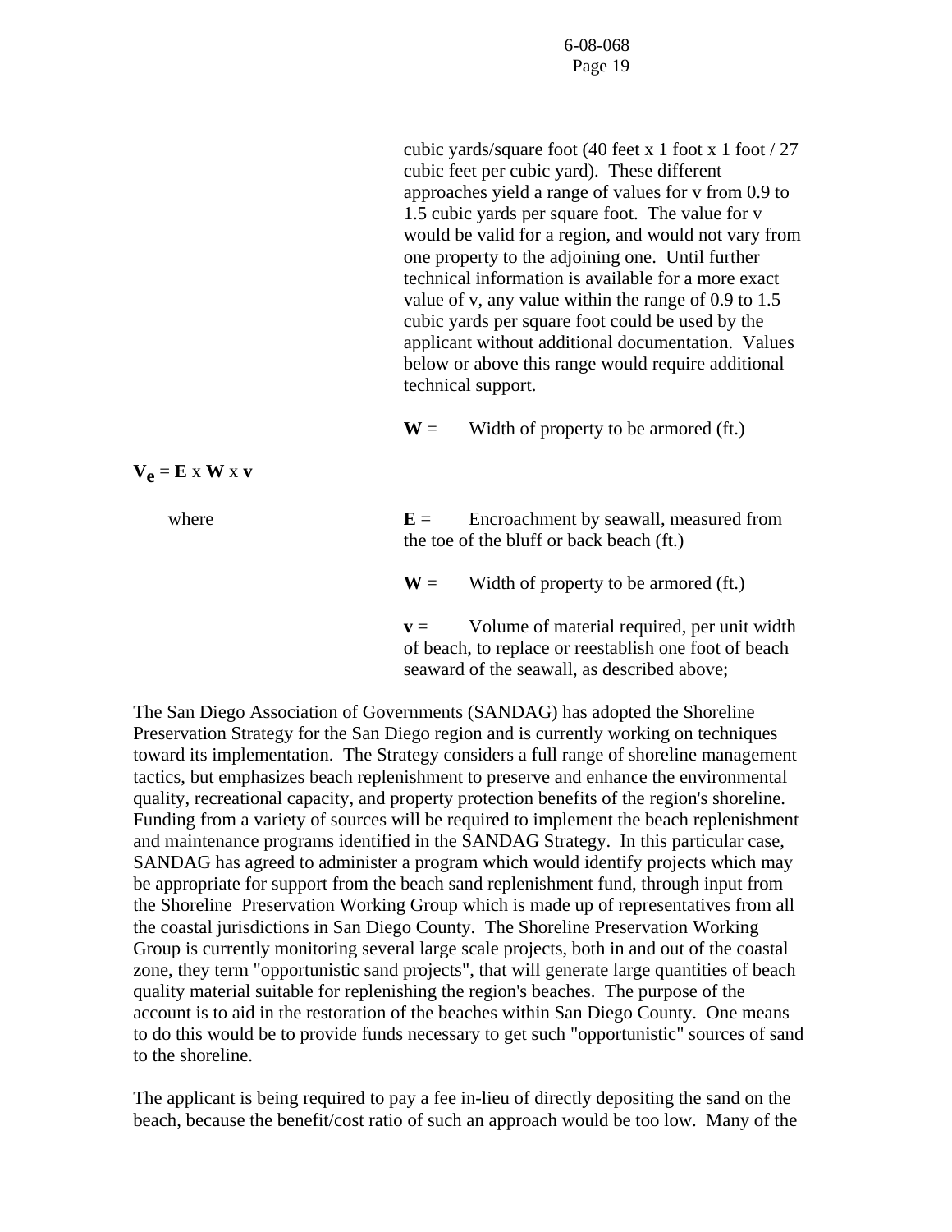cubic yards/square foot (40 feet x 1 foot x 1 foot / 27 cubic feet per cubic yard). These different approaches yield a range of values for v from 0.9 to 1.5 cubic yards per square foot. The value for v would be valid for a region, and would not vary from one property to the adjoining one. Until further technical information is available for a more exact value of v, any value within the range of 0.9 to 1.5 cubic yards per square foot could be used by the applicant without additional documentation. Values below or above this range would require additional technical support.

**W** = Width of property to be armored (ft.)

$\mathbf{V_e} = \mathbf{E} \times \mathbf{W} \times \mathbf{v}$

where

**E** = Encroachment by seawall, measured from the toe of the bluff or back beach (ft.)

**W** = Width of property to be armored (ft.)

**v** = Volume of material required, per unit width of beach, to replace or reestablish one foot of beach seaward of the seawall, as described above;

The San Diego Association of Governments (SANDAG) has adopted the Shoreline Preservation Strategy for the San Diego region and is currently working on techniques toward its implementation. The Strategy considers a full range of shoreline management tactics, but emphasizes beach replenishment to preserve and enhance the environmental quality, recreational capacity, and property protection benefits of the region's shoreline. Funding from a variety of sources will be required to implement the beach replenishment and maintenance programs identified in the SANDAG Strategy. In this particular case, SANDAG has agreed to administer a program which would identify projects which may be appropriate for support from the beach sand replenishment fund, through input from the Shoreline Preservation Working Group which is made up of representatives from all the coastal jurisdictions in San Diego County. The Shoreline Preservation Working Group is currently monitoring several large scale projects, both in and out of the coastal zone, they term "opportunistic sand projects", that will generate large quantities of beach quality material suitable for replenishing the region's beaches. The purpose of the account is to aid in the restoration of the beaches within San Diego County. One means to do this would be to provide funds necessary to get such "opportunistic" sources of sand to the shoreline.

The applicant is being required to pay a fee in-lieu of directly depositing the sand on the beach, because the benefit/cost ratio of such an approach would be too low. Many of the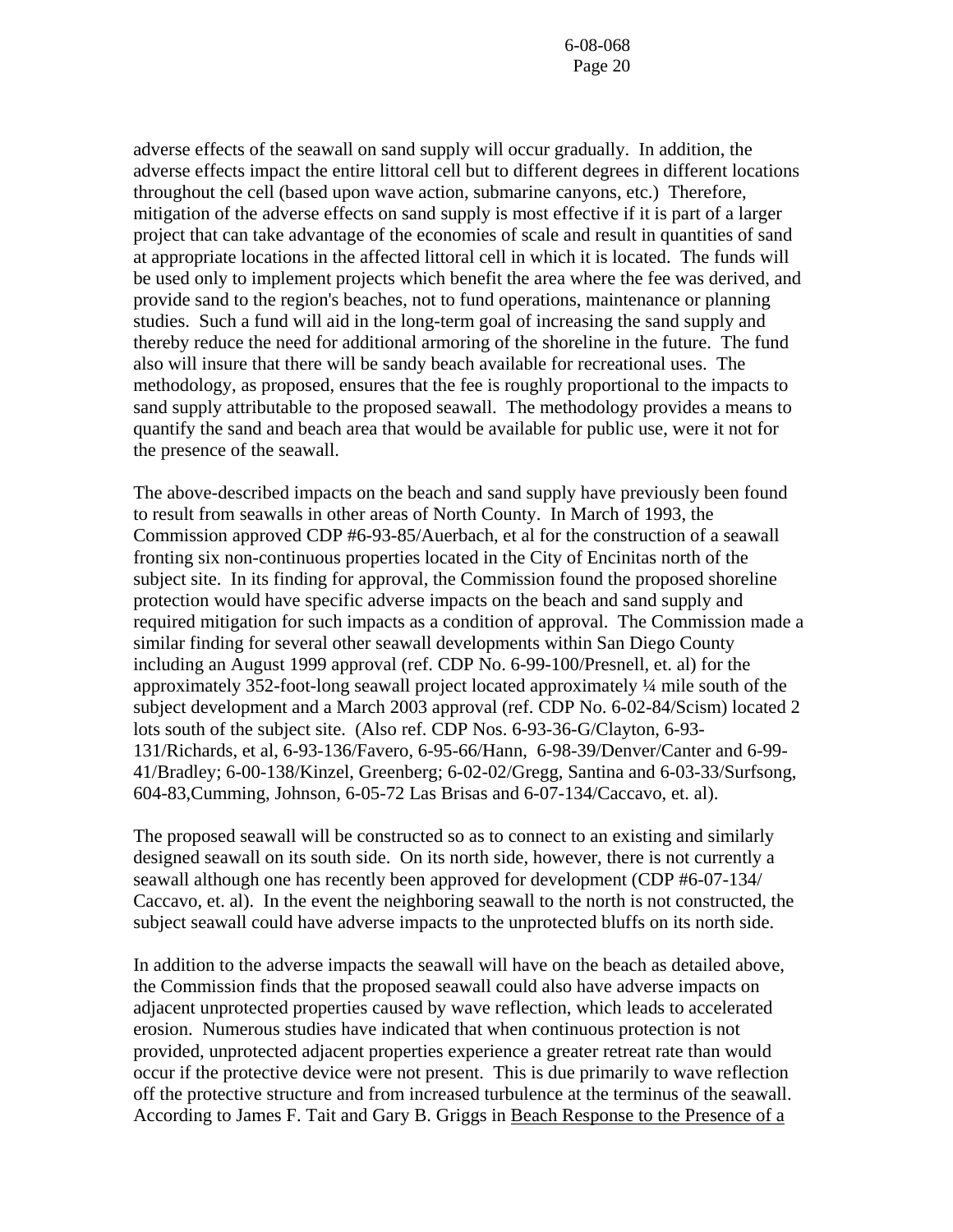adverse effects of the seawall on sand supply will occur gradually. In addition, the adverse effects impact the entire littoral cell but to different degrees in different locations throughout the cell (based upon wave action, submarine canyons, etc.) Therefore, mitigation of the adverse effects on sand supply is most effective if it is part of a larger project that can take advantage of the economies of scale and result in quantities of sand at appropriate locations in the affected littoral cell in which it is located. The funds will be used only to implement projects which benefit the area where the fee was derived, and provide sand to the region's beaches, not to fund operations, maintenance or planning studies. Such a fund will aid in the long-term goal of increasing the sand supply and thereby reduce the need for additional armoring of the shoreline in the future. The fund also will insure that there will be sandy beach available for recreational uses. The methodology, as proposed, ensures that the fee is roughly proportional to the impacts to sand supply attributable to the proposed seawall. The methodology provides a means to quantify the sand and beach area that would be available for public use, were it not for the presence of the seawall.

The above-described impacts on the beach and sand supply have previously been found to result from seawalls in other areas of North County. In March of 1993, the Commission approved CDP #6-93-85/Auerbach, et al for the construction of a seawall fronting six non-continuous properties located in the City of Encinitas north of the subject site. In its finding for approval, the Commission found the proposed shoreline protection would have specific adverse impacts on the beach and sand supply and required mitigation for such impacts as a condition of approval. The Commission made a similar finding for several other seawall developments within San Diego County including an August 1999 approval (ref. CDP No. 6-99-100/Presnell, et. al) for the approximately 352-foot-long seawall project located approximately ¼ mile south of the subject development and a March 2003 approval (ref. CDP No. 6-02-84/Scism) located 2 lots south of the subject site. (Also ref. CDP Nos. 6-93-36-G/Clayton, 6-93-131/Richards, et al, 6-93-136/Favero, 6-95-66/Hann, 6-98-39/Denver/Canter and 6-99-41/Bradley; 6-00-138/Kinzel, Greenberg; 6-02-02/Gregg, Santina and 6-03-33/Surfsong, 604-83,Cumming, Johnson, 6-05-72 Las Brisas and 6-07-134/Caccavo, et. al).

The proposed seawall will be constructed so as to connect to an existing and similarly designed seawall on its south side. On its north side, however, there is not currently a seawall although one has recently been approved for development (CDP #6-07-134/ Caccavo, et. al). In the event the neighboring seawall to the north is not constructed, the subject seawall could have adverse impacts to the unprotected bluffs on its north side.

In addition to the adverse impacts the seawall will have on the beach as detailed above, the Commission finds that the proposed seawall could also have adverse impacts on adjacent unprotected properties caused by wave reflection, which leads to accelerated erosion. Numerous studies have indicated that when continuous protection is not provided, unprotected adjacent properties experience a greater retreat rate than would occur if the protective device were not present. This is due primarily to wave reflection off the protective structure and from increased turbulence at the terminus of the seawall. According to James F. Tait and Gary B. Griggs in Beach Response to the Presence of a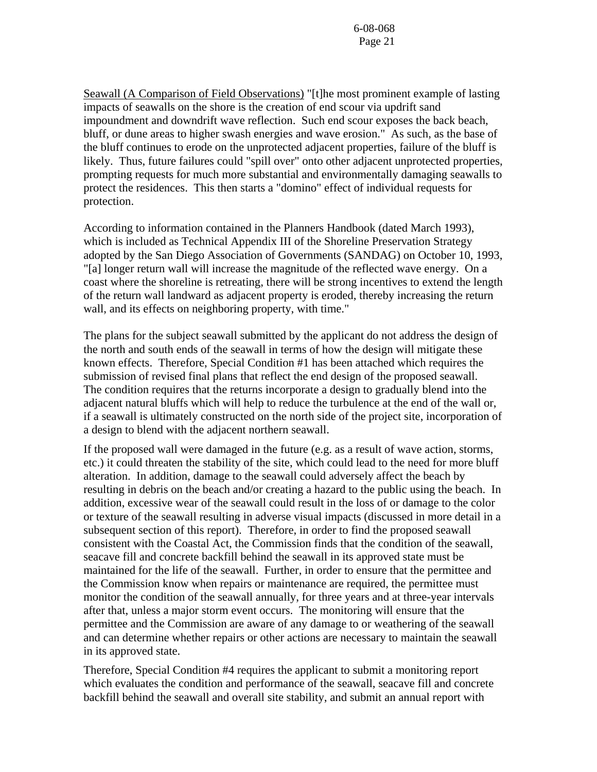Seawall (A Comparison of Field Observations) "[t]he most prominent example of lasting impacts of seawalls on the shore is the creation of end scour via updrift sand impoundment and downdrift wave reflection. Such end scour exposes the back beach, bluff, or dune areas to higher swash energies and wave erosion." As such, as the base of the bluff continues to erode on the unprotected adjacent properties, failure of the bluff is likely. Thus, future failures could "spill over" onto other adjacent unprotected properties, prompting requests for much more substantial and environmentally damaging seawalls to protect the residences. This then starts a "domino" effect of individual requests for protection.

According to information contained in the Planners Handbook (dated March 1993), which is included as Technical Appendix III of the Shoreline Preservation Strategy adopted by the San Diego Association of Governments (SANDAG) on October 10, 1993, "[a] longer return wall will increase the magnitude of the reflected wave energy. On a coast where the shoreline is retreating, there will be strong incentives to extend the length of the return wall landward as adjacent property is eroded, thereby increasing the return wall, and its effects on neighboring property, with time."

The plans for the subject seawall submitted by the applicant do not address the design of the north and south ends of the seawall in terms of how the design will mitigate these known effects. Therefore, Special Condition #1 has been attached which requires the submission of revised final plans that reflect the end design of the proposed seawall. The condition requires that the returns incorporate a design to gradually blend into the adjacent natural bluffs which will help to reduce the turbulence at the end of the wall or, if a seawall is ultimately constructed on the north side of the project site, incorporation of a design to blend with the adjacent northern seawall.

If the proposed wall were damaged in the future (e.g. as a result of wave action, storms, etc.) it could threaten the stability of the site, which could lead to the need for more bluff alteration. In addition, damage to the seawall could adversely affect the beach by resulting in debris on the beach and/or creating a hazard to the public using the beach. In addition, excessive wear of the seawall could result in the loss of or damage to the color or texture of the seawall resulting in adverse visual impacts (discussed in more detail in a subsequent section of this report). Therefore, in order to find the proposed seawall consistent with the Coastal Act, the Commission finds that the condition of the seawall, seacave fill and concrete backfill behind the seawall in its approved state must be maintained for the life of the seawall. Further, in order to ensure that the permittee and the Commission know when repairs or maintenance are required, the permittee must monitor the condition of the seawall annually, for three years and at three-year intervals after that, unless a major storm event occurs. The monitoring will ensure that the permittee and the Commission are aware of any damage to or weathering of the seawall and can determine whether repairs or other actions are necessary to maintain the seawall in its approved state.

Therefore, Special Condition #4 requires the applicant to submit a monitoring report which evaluates the condition and performance of the seawall, seacave fill and concrete backfill behind the seawall and overall site stability, and submit an annual report with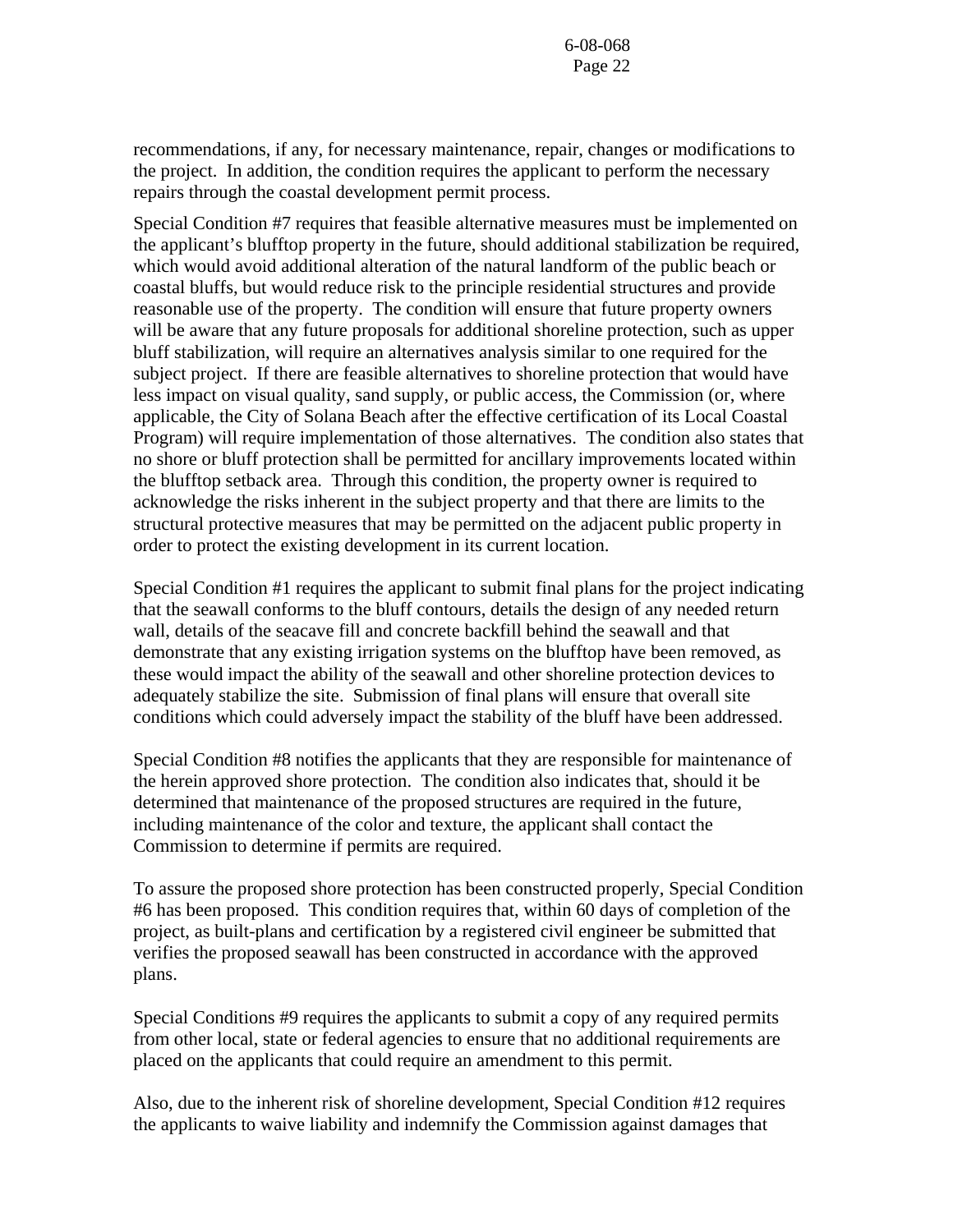recommendations, if any, for necessary maintenance, repair, changes or modifications to the project. In addition, the condition requires the applicant to perform the necessary repairs through the coastal development permit process.

Special Condition #7 requires that feasible alternative measures must be implemented on the applicant's blufftop property in the future, should additional stabilization be required, which would avoid additional alteration of the natural landform of the public beach or coastal bluffs, but would reduce risk to the principle residential structures and provide reasonable use of the property. The condition will ensure that future property owners will be aware that any future proposals for additional shoreline protection, such as upper bluff stabilization, will require an alternatives analysis similar to one required for the subject project. If there are feasible alternatives to shoreline protection that would have less impact on visual quality, sand supply, or public access, the Commission (or, where applicable, the City of Solana Beach after the effective certification of its Local Coastal Program) will require implementation of those alternatives. The condition also states that no shore or bluff protection shall be permitted for ancillary improvements located within the blufftop setback area. Through this condition, the property owner is required to acknowledge the risks inherent in the subject property and that there are limits to the structural protective measures that may be permitted on the adjacent public property in order to protect the existing development in its current location.

Special Condition #1 requires the applicant to submit final plans for the project indicating that the seawall conforms to the bluff contours, details the design of any needed return wall, details of the seacave fill and concrete backfill behind the seawall and that demonstrate that any existing irrigation systems on the blufftop have been removed, as these would impact the ability of the seawall and other shoreline protection devices to adequately stabilize the site. Submission of final plans will ensure that overall site conditions which could adversely impact the stability of the bluff have been addressed.

Special Condition #8 notifies the applicants that they are responsible for maintenance of the herein approved shore protection. The condition also indicates that, should it be determined that maintenance of the proposed structures are required in the future, including maintenance of the color and texture, the applicant shall contact the Commission to determine if permits are required.

To assure the proposed shore protection has been constructed properly, Special Condition #6 has been proposed. This condition requires that, within 60 days of completion of the project, as built-plans and certification by a registered civil engineer be submitted that verifies the proposed seawall has been constructed in accordance with the approved plans.

Special Conditions #9 requires the applicants to submit a copy of any required permits from other local, state or federal agencies to ensure that no additional requirements are placed on the applicants that could require an amendment to this permit.

Also, due to the inherent risk of shoreline development, Special Condition #12 requires the applicants to waive liability and indemnify the Commission against damages that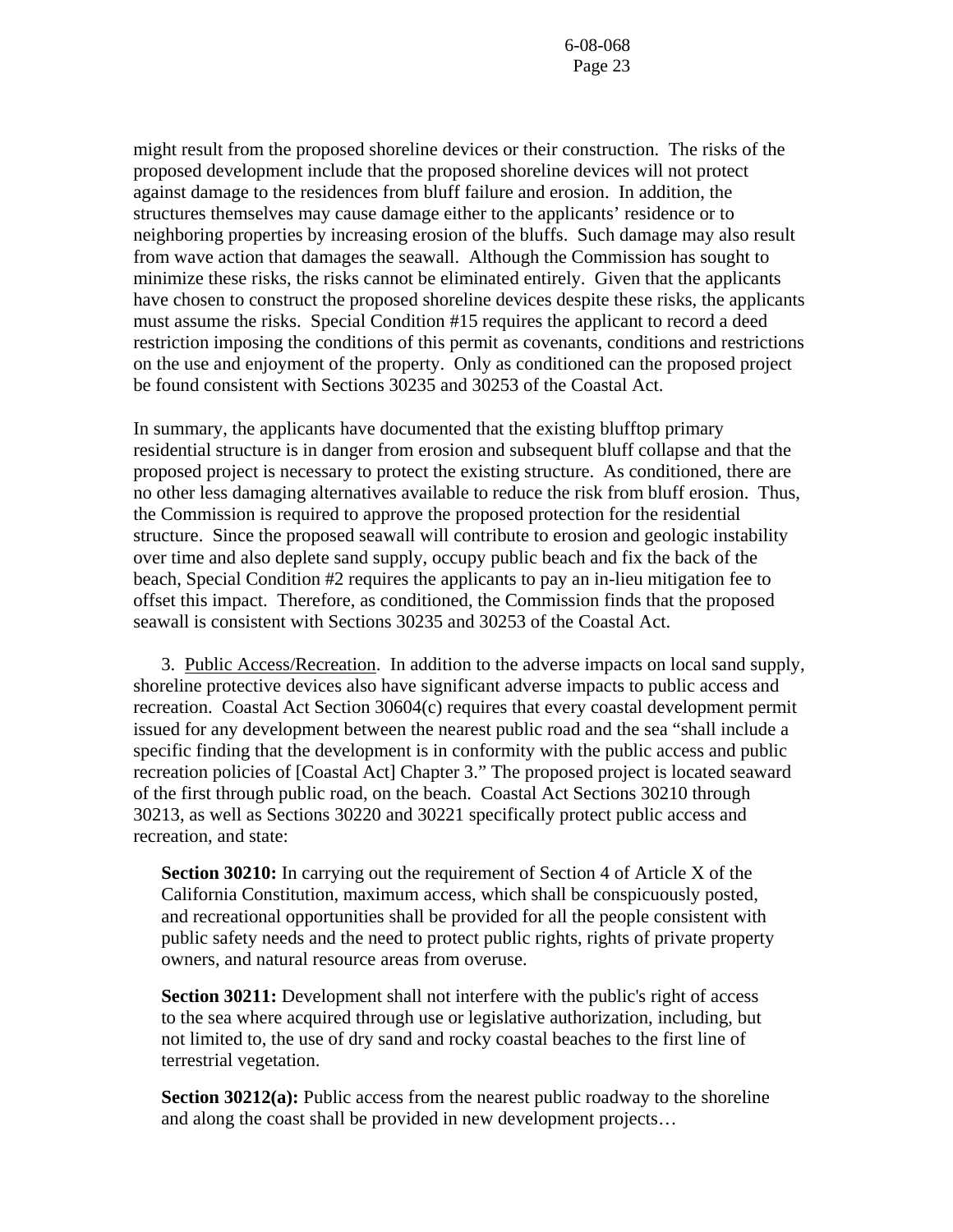might result from the proposed shoreline devices or their construction. The risks of the proposed development include that the proposed shoreline devices will not protect against damage to the residences from bluff failure and erosion. In addition, the structures themselves may cause damage either to the applicants' residence or to neighboring properties by increasing erosion of the bluffs. Such damage may also result from wave action that damages the seawall. Although the Commission has sought to minimize these risks, the risks cannot be eliminated entirely. Given that the applicants have chosen to construct the proposed shoreline devices despite these risks, the applicants must assume the risks. Special Condition #15 requires the applicant to record a deed restriction imposing the conditions of this permit as covenants, conditions and restrictions on the use and enjoyment of the property. Only as conditioned can the proposed project be found consistent with Sections 30235 and 30253 of the Coastal Act.

In summary, the applicants have documented that the existing blufftop primary residential structure is in danger from erosion and subsequent bluff collapse and that the proposed project is necessary to protect the existing structure. As conditioned, there are no other less damaging alternatives available to reduce the risk from bluff erosion. Thus, the Commission is required to approve the proposed protection for the residential structure. Since the proposed seawall will contribute to erosion and geologic instability over time and also deplete sand supply, occupy public beach and fix the back of the beach, Special Condition #2 requires the applicants to pay an in-lieu mitigation fee to offset this impact. Therefore, as conditioned, the Commission finds that the proposed seawall is consistent with Sections 30235 and 30253 of the Coastal Act.

3. Public Access/Recreation. In addition to the adverse impacts on local sand supply, shoreline protective devices also have significant adverse impacts to public access and recreation. Coastal Act Section 30604(c) requires that every coastal development permit issued for any development between the nearest public road and the sea "shall include a specific finding that the development is in conformity with the public access and public recreation policies of [Coastal Act] Chapter 3." The proposed project is located seaward of the first through public road, on the beach. Coastal Act Sections 30210 through 30213, as well as Sections 30220 and 30221 specifically protect public access and recreation, and state:

> **Section 30210:** In carrying out the requirement of Section 4 of Article X of the California Constitution, maximum access, which shall be conspicuously posted, and recreational opportunities shall be provided for all the people consistent with public safety needs and the need to protect public rights, rights of private property owners, and natural resource areas from overuse.
>
> **Section 30211:** Development shall not interfere with the public's right of access to the sea where acquired through use or legislative authorization, including, but not limited to, the use of dry sand and rocky coastal beaches to the first line of terrestrial vegetation.
>
> **Section 30212(a):** Public access from the nearest public roadway to the shoreline and along the coast shall be provided in new development projects…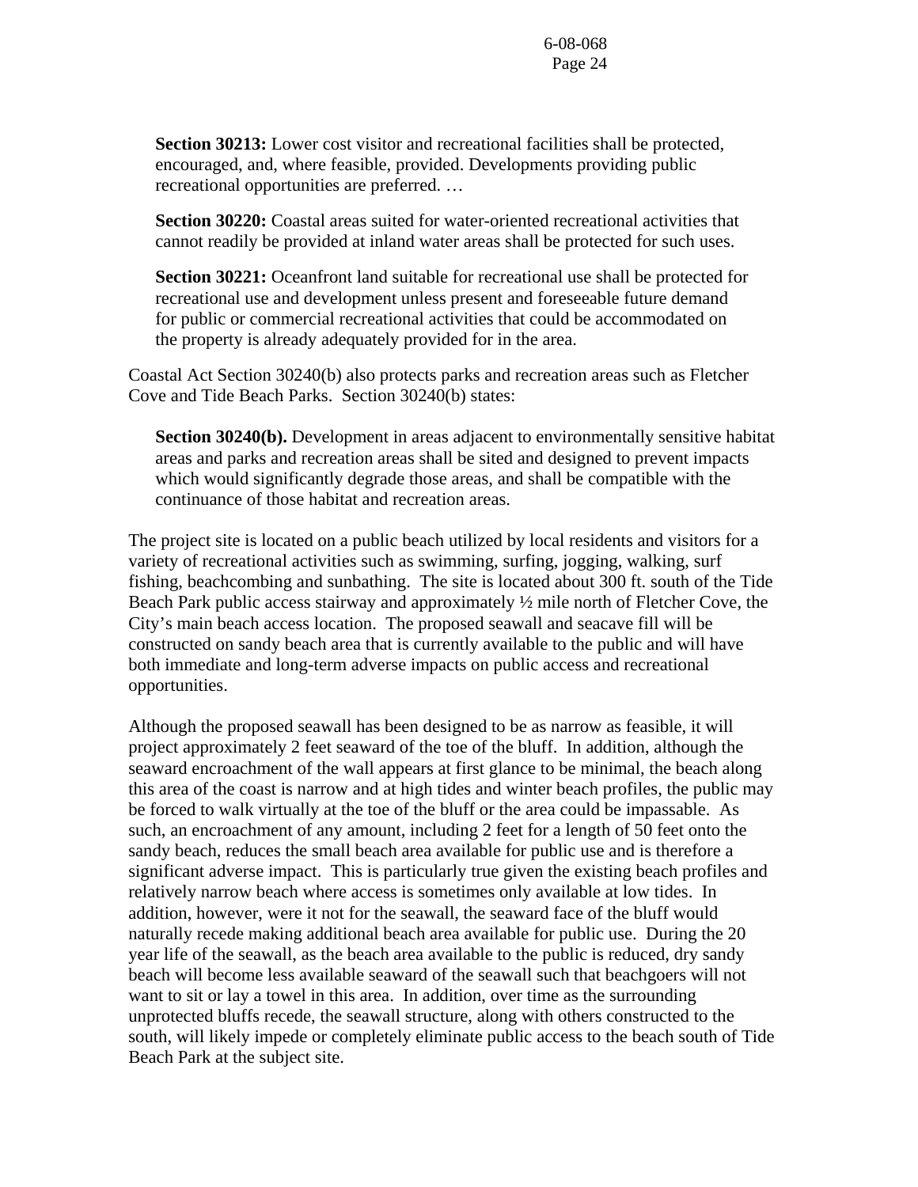**Section 30213:** Lower cost visitor and recreational facilities shall be protected, encouraged, and, where feasible, provided. Developments providing public recreational opportunities are preferred. …

**Section 30220:** Coastal areas suited for water-oriented recreational activities that cannot readily be provided at inland water areas shall be protected for such uses.

**Section 30221:** Oceanfront land suitable for recreational use shall be protected for recreational use and development unless present and foreseeable future demand for public or commercial recreational activities that could be accommodated on the property is already adequately provided for in the area.

Coastal Act Section 30240(b) also protects parks and recreation areas such as Fletcher Cove and Tide Beach Parks. Section 30240(b) states:

**Section 30240(b).** Development in areas adjacent to environmentally sensitive habitat areas and parks and recreation areas shall be sited and designed to prevent impacts which would significantly degrade those areas, and shall be compatible with the continuance of those habitat and recreation areas.

The project site is located on a public beach utilized by local residents and visitors for a variety of recreational activities such as swimming, surfing, jogging, walking, surf fishing, beachcombing and sunbathing. The site is located about 300 ft. south of the Tide Beach Park public access stairway and approximately ½ mile north of Fletcher Cove, the City's main beach access location. The proposed seawall and seacave fill will be constructed on sandy beach area that is currently available to the public and will have both immediate and long-term adverse impacts on public access and recreational opportunities.

Although the proposed seawall has been designed to be as narrow as feasible, it will project approximately 2 feet seaward of the toe of the bluff. In addition, although the seaward encroachment of the wall appears at first glance to be minimal, the beach along this area of the coast is narrow and at high tides and winter beach profiles, the public may be forced to walk virtually at the toe of the bluff or the area could be impassable. As such, an encroachment of any amount, including 2 feet for a length of 50 feet onto the sandy beach, reduces the small beach area available for public use and is therefore a significant adverse impact. This is particularly true given the existing beach profiles and relatively narrow beach where access is sometimes only available at low tides. In addition, however, were it not for the seawall, the seaward face of the bluff would naturally recede making additional beach area available for public use. During the 20 year life of the seawall, as the beach area available to the public is reduced, dry sandy beach will become less available seaward of the seawall such that beachgoers will not want to sit or lay a towel in this area. In addition, over time as the surrounding unprotected bluffs recede, the seawall structure, along with others constructed to the south, will likely impede or completely eliminate public access to the beach south of Tide Beach Park at the subject site.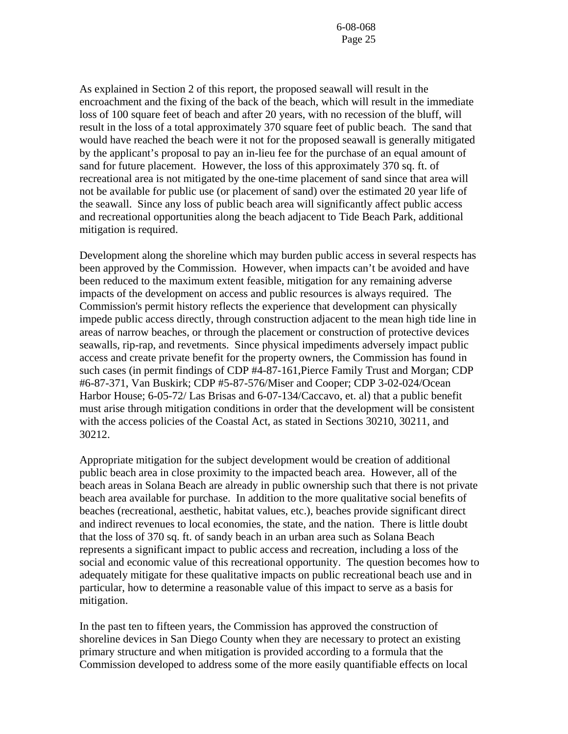As explained in Section 2 of this report, the proposed seawall will result in the encroachment and the fixing of the back of the beach, which will result in the immediate loss of 100 square feet of beach and after 20 years, with no recession of the bluff, will result in the loss of a total approximately 370 square feet of public beach. The sand that would have reached the beach were it not for the proposed seawall is generally mitigated by the applicant's proposal to pay an in-lieu fee for the purchase of an equal amount of sand for future placement. However, the loss of this approximately 370 sq. ft. of recreational area is not mitigated by the one-time placement of sand since that area will not be available for public use (or placement of sand) over the estimated 20 year life of the seawall. Since any loss of public beach area will significantly affect public access and recreational opportunities along the beach adjacent to Tide Beach Park, additional mitigation is required.

Development along the shoreline which may burden public access in several respects has been approved by the Commission. However, when impacts can't be avoided and have been reduced to the maximum extent feasible, mitigation for any remaining adverse impacts of the development on access and public resources is always required. The Commission's permit history reflects the experience that development can physically impede public access directly, through construction adjacent to the mean high tide line in areas of narrow beaches, or through the placement or construction of protective devices seawalls, rip-rap, and revetments. Since physical impediments adversely impact public access and create private benefit for the property owners, the Commission has found in such cases (in permit findings of CDP #4-87-161,Pierce Family Trust and Morgan; CDP #6-87-371, Van Buskirk; CDP #5-87-576/Miser and Cooper; CDP 3-02-024/Ocean Harbor House; 6-05-72/ Las Brisas and 6-07-134/Caccavo, et. al) that a public benefit must arise through mitigation conditions in order that the development will be consistent with the access policies of the Coastal Act, as stated in Sections 30210, 30211, and 30212.

Appropriate mitigation for the subject development would be creation of additional public beach area in close proximity to the impacted beach area. However, all of the beach areas in Solana Beach are already in public ownership such that there is not private beach area available for purchase. In addition to the more qualitative social benefits of beaches (recreational, aesthetic, habitat values, etc.), beaches provide significant direct and indirect revenues to local economies, the state, and the nation. There is little doubt that the loss of 370 sq. ft. of sandy beach in an urban area such as Solana Beach represents a significant impact to public access and recreation, including a loss of the social and economic value of this recreational opportunity. The question becomes how to adequately mitigate for these qualitative impacts on public recreational beach use and in particular, how to determine a reasonable value of this impact to serve as a basis for mitigation.

In the past ten to fifteen years, the Commission has approved the construction of shoreline devices in San Diego County when they are necessary to protect an existing primary structure and when mitigation is provided according to a formula that the Commission developed to address some of the more easily quantifiable effects on local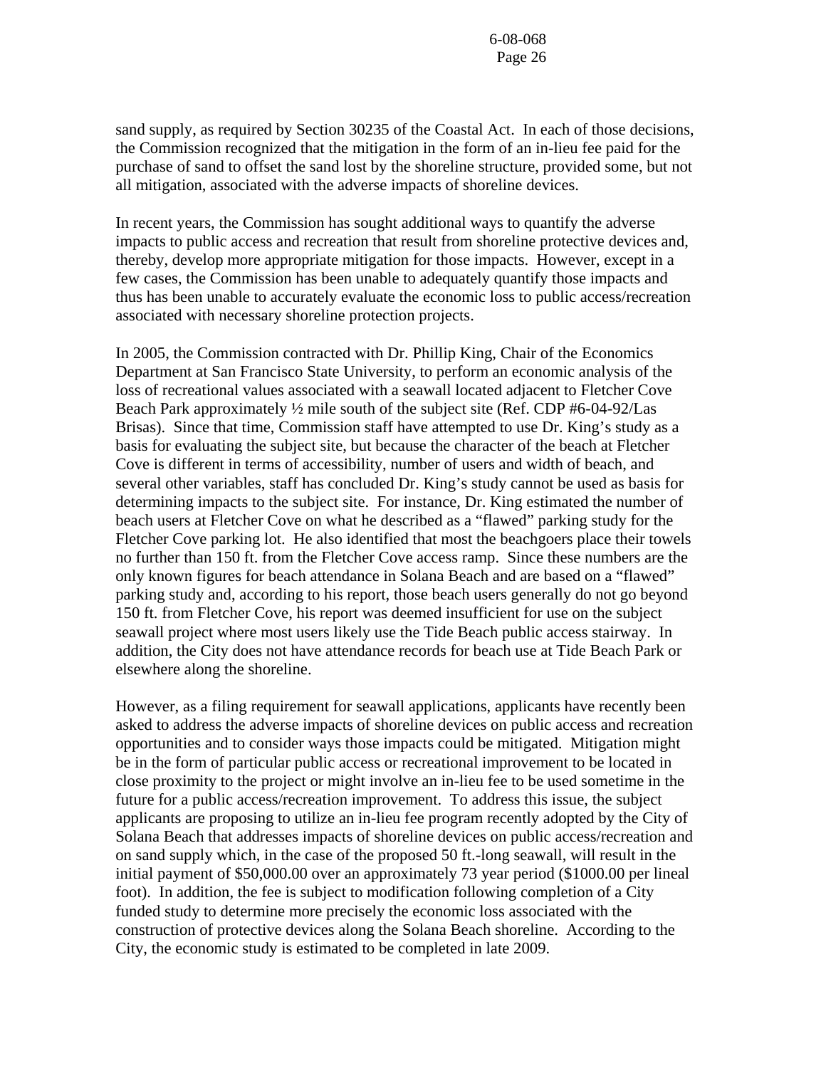sand supply, as required by Section 30235 of the Coastal Act. In each of those decisions, the Commission recognized that the mitigation in the form of an in-lieu fee paid for the purchase of sand to offset the sand lost by the shoreline structure, provided some, but not all mitigation, associated with the adverse impacts of shoreline devices.

In recent years, the Commission has sought additional ways to quantify the adverse impacts to public access and recreation that result from shoreline protective devices and, thereby, develop more appropriate mitigation for those impacts. However, except in a few cases, the Commission has been unable to adequately quantify those impacts and thus has been unable to accurately evaluate the economic loss to public access/recreation associated with necessary shoreline protection projects.

In 2005, the Commission contracted with Dr. Phillip King, Chair of the Economics Department at San Francisco State University, to perform an economic analysis of the loss of recreational values associated with a seawall located adjacent to Fletcher Cove Beach Park approximately ½ mile south of the subject site (Ref. CDP #6-04-92/Las Brisas). Since that time, Commission staff have attempted to use Dr. King's study as a basis for evaluating the subject site, but because the character of the beach at Fletcher Cove is different in terms of accessibility, number of users and width of beach, and several other variables, staff has concluded Dr. King's study cannot be used as basis for determining impacts to the subject site. For instance, Dr. King estimated the number of beach users at Fletcher Cove on what he described as a "flawed" parking study for the Fletcher Cove parking lot. He also identified that most the beachgoers place their towels no further than 150 ft. from the Fletcher Cove access ramp. Since these numbers are the only known figures for beach attendance in Solana Beach and are based on a "flawed" parking study and, according to his report, those beach users generally do not go beyond 150 ft. from Fletcher Cove, his report was deemed insufficient for use on the subject seawall project where most users likely use the Tide Beach public access stairway. In addition, the City does not have attendance records for beach use at Tide Beach Park or elsewhere along the shoreline.

However, as a filing requirement for seawall applications, applicants have recently been asked to address the adverse impacts of shoreline devices on public access and recreation opportunities and to consider ways those impacts could be mitigated. Mitigation might be in the form of particular public access or recreational improvement to be located in close proximity to the project or might involve an in-lieu fee to be used sometime in the future for a public access/recreation improvement. To address this issue, the subject applicants are proposing to utilize an in-lieu fee program recently adopted by the City of Solana Beach that addresses impacts of shoreline devices on public access/recreation and on sand supply which, in the case of the proposed 50 ft.-long seawall, will result in the initial payment of $50,000.00 over an approximately 73 year period ($1000.00 per lineal foot). In addition, the fee is subject to modification following completion of a City funded study to determine more precisely the economic loss associated with the construction of protective devices along the Solana Beach shoreline. According to the City, the economic study is estimated to be completed in late 2009.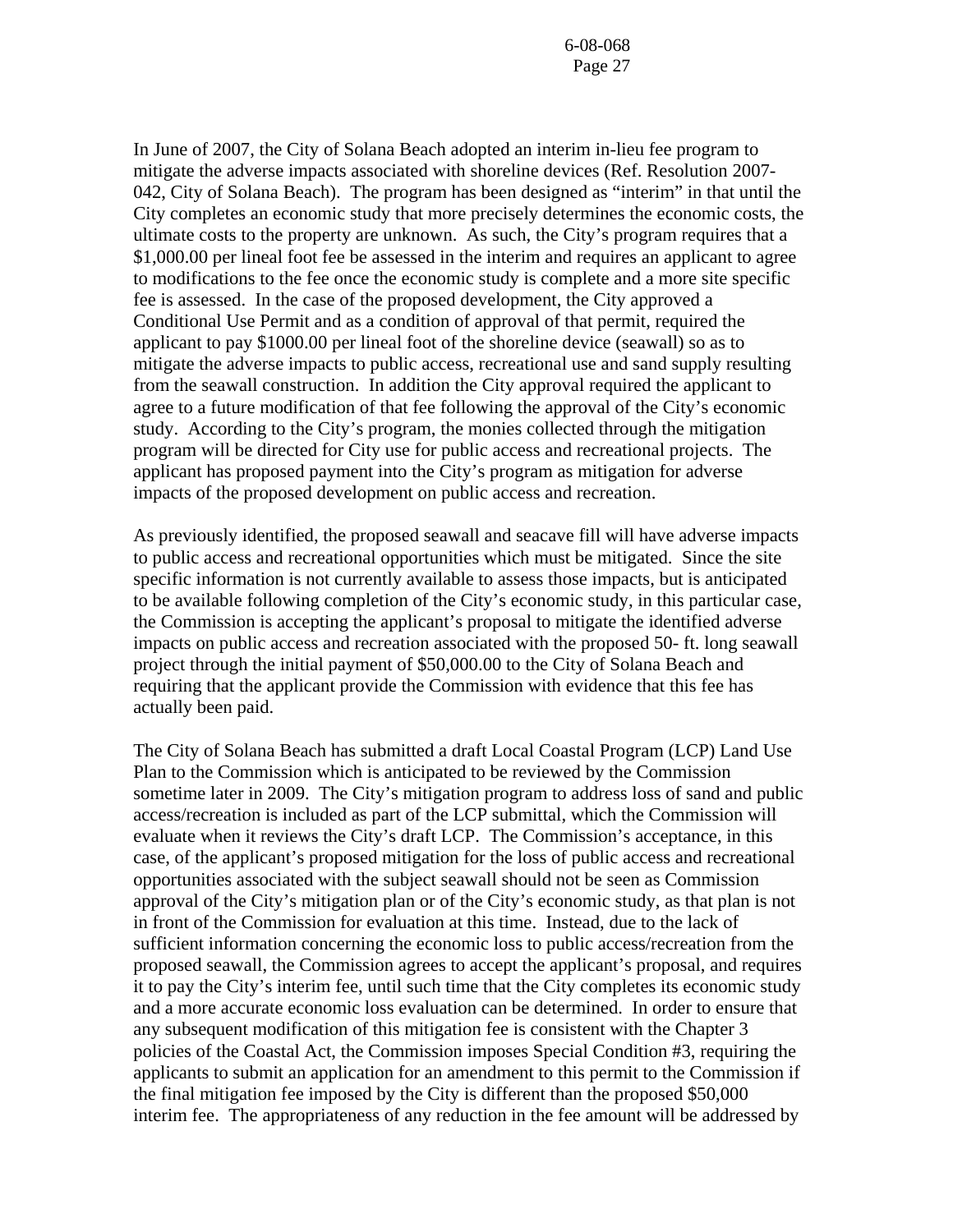In June of 2007, the City of Solana Beach adopted an interim in-lieu fee program to mitigate the adverse impacts associated with shoreline devices (Ref. Resolution 2007-042, City of Solana Beach). The program has been designed as "interim" in that until the City completes an economic study that more precisely determines the economic costs, the ultimate costs to the property are unknown. As such, the City's program requires that a $1,000.00 per lineal foot fee be assessed in the interim and requires an applicant to agree to modifications to the fee once the economic study is complete and a more site specific fee is assessed. In the case of the proposed development, the City approved a Conditional Use Permit and as a condition of approval of that permit, required the applicant to pay $1000.00 per lineal foot of the shoreline device (seawall) so as to mitigate the adverse impacts to public access, recreational use and sand supply resulting from the seawall construction. In addition the City approval required the applicant to agree to a future modification of that fee following the approval of the City's economic study. According to the City's program, the monies collected through the mitigation program will be directed for City use for public access and recreational projects. The applicant has proposed payment into the City's program as mitigation for adverse impacts of the proposed development on public access and recreation.

As previously identified, the proposed seawall and seacave fill will have adverse impacts to public access and recreational opportunities which must be mitigated. Since the site specific information is not currently available to assess those impacts, but is anticipated to be available following completion of the City's economic study, in this particular case, the Commission is accepting the applicant's proposal to mitigate the identified adverse impacts on public access and recreation associated with the proposed 50- ft. long seawall project through the initial payment of $50,000.00 to the City of Solana Beach and requiring that the applicant provide the Commission with evidence that this fee has actually been paid.

The City of Solana Beach has submitted a draft Local Coastal Program (LCP) Land Use Plan to the Commission which is anticipated to be reviewed by the Commission sometime later in 2009. The City's mitigation program to address loss of sand and public access/recreation is included as part of the LCP submittal, which the Commission will evaluate when it reviews the City's draft LCP. The Commission's acceptance, in this case, of the applicant's proposed mitigation for the loss of public access and recreational opportunities associated with the subject seawall should not be seen as Commission approval of the City's mitigation plan or of the City's economic study, as that plan is not in front of the Commission for evaluation at this time. Instead, due to the lack of sufficient information concerning the economic loss to public access/recreation from the proposed seawall, the Commission agrees to accept the applicant's proposal, and requires it to pay the City's interim fee, until such time that the City completes its economic study and a more accurate economic loss evaluation can be determined. In order to ensure that any subsequent modification of this mitigation fee is consistent with the Chapter 3 policies of the Coastal Act, the Commission imposes Special Condition #3, requiring the applicants to submit an application for an amendment to this permit to the Commission if the final mitigation fee imposed by the City is different than the proposed $50,000 interim fee. The appropriateness of any reduction in the fee amount will be addressed by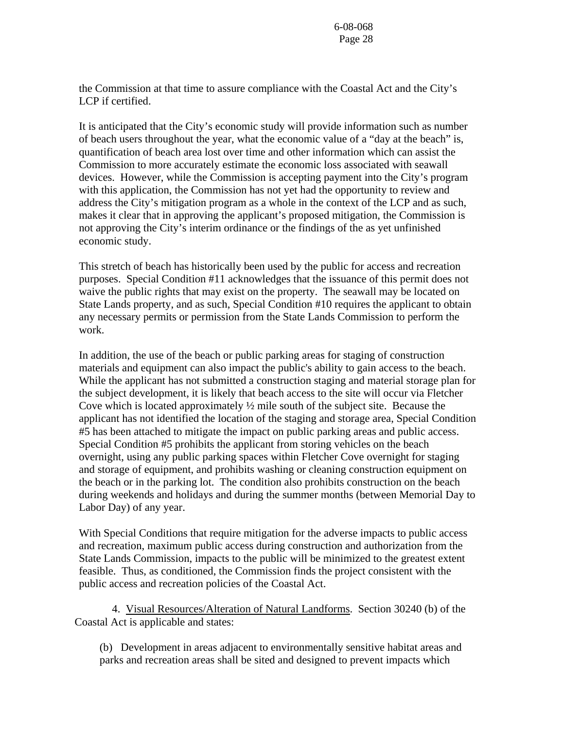the Commission at that time to assure compliance with the Coastal Act and the City's LCP if certified.

It is anticipated that the City's economic study will provide information such as number of beach users throughout the year, what the economic value of a "day at the beach" is, quantification of beach area lost over time and other information which can assist the Commission to more accurately estimate the economic loss associated with seawall devices. However, while the Commission is accepting payment into the City's program with this application, the Commission has not yet had the opportunity to review and address the City's mitigation program as a whole in the context of the LCP and as such, makes it clear that in approving the applicant's proposed mitigation, the Commission is not approving the City's interim ordinance or the findings of the as yet unfinished economic study.

This stretch of beach has historically been used by the public for access and recreation purposes. Special Condition #11 acknowledges that the issuance of this permit does not waive the public rights that may exist on the property. The seawall may be located on State Lands property, and as such, Special Condition #10 requires the applicant to obtain any necessary permits or permission from the State Lands Commission to perform the work.

In addition, the use of the beach or public parking areas for staging of construction materials and equipment can also impact the public's ability to gain access to the beach. While the applicant has not submitted a construction staging and material storage plan for the subject development, it is likely that beach access to the site will occur via Fletcher Cove which is located approximately ½ mile south of the subject site. Because the applicant has not identified the location of the staging and storage area, Special Condition #5 has been attached to mitigate the impact on public parking areas and public access. Special Condition #5 prohibits the applicant from storing vehicles on the beach overnight, using any public parking spaces within Fletcher Cove overnight for staging and storage of equipment, and prohibits washing or cleaning construction equipment on the beach or in the parking lot. The condition also prohibits construction on the beach during weekends and holidays and during the summer months (between Memorial Day to Labor Day) of any year.

With Special Conditions that require mitigation for the adverse impacts to public access and recreation, maximum public access during construction and authorization from the State Lands Commission, impacts to the public will be minimized to the greatest extent feasible. Thus, as conditioned, the Commission finds the project consistent with the public access and recreation policies of the Coastal Act.

4. Visual Resources/Alteration of Natural Landforms. Section 30240 (b) of the Coastal Act is applicable and states:

> (b) Development in areas adjacent to environmentally sensitive habitat areas and parks and recreation areas shall be sited and designed to prevent impacts which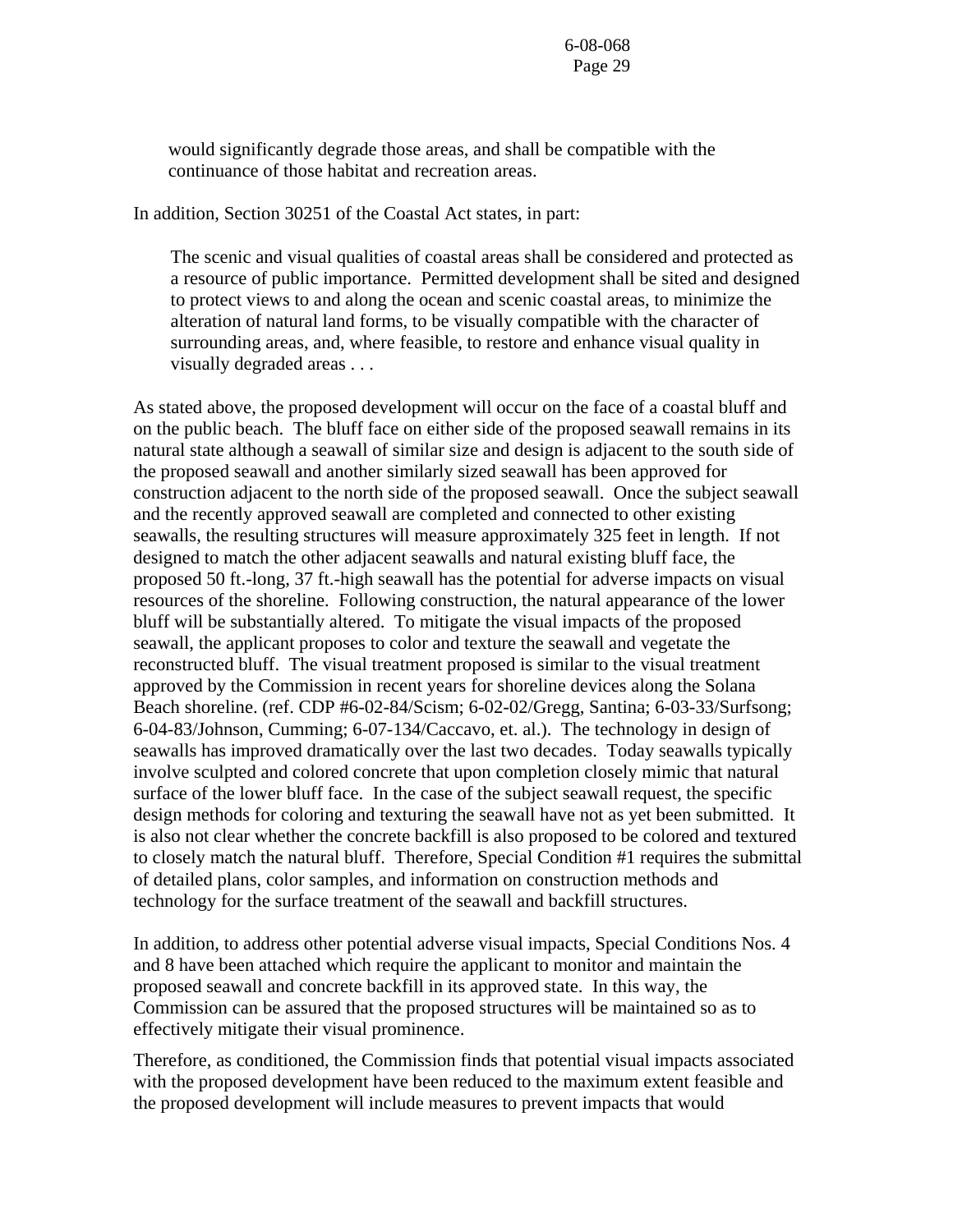would significantly degrade those areas, and shall be compatible with the continuance of those habitat and recreation areas.

In addition, Section 30251 of the Coastal Act states, in part:

> The scenic and visual qualities of coastal areas shall be considered and protected as a resource of public importance. Permitted development shall be sited and designed to protect views to and along the ocean and scenic coastal areas, to minimize the alteration of natural land forms, to be visually compatible with the character of surrounding areas, and, where feasible, to restore and enhance visual quality in visually degraded areas . . .

As stated above, the proposed development will occur on the face of a coastal bluff and on the public beach. The bluff face on either side of the proposed seawall remains in its natural state although a seawall of similar size and design is adjacent to the south side of the proposed seawall and another similarly sized seawall has been approved for construction adjacent to the north side of the proposed seawall. Once the subject seawall and the recently approved seawall are completed and connected to other existing seawalls, the resulting structures will measure approximately 325 feet in length. If not designed to match the other adjacent seawalls and natural existing bluff face, the proposed 50 ft.-long, 37 ft.-high seawall has the potential for adverse impacts on visual resources of the shoreline. Following construction, the natural appearance of the lower bluff will be substantially altered. To mitigate the visual impacts of the proposed seawall, the applicant proposes to color and texture the seawall and vegetate the reconstructed bluff. The visual treatment proposed is similar to the visual treatment approved by the Commission in recent years for shoreline devices along the Solana Beach shoreline. (ref. CDP #6-02-84/Scism; 6-02-02/Gregg, Santina; 6-03-33/Surfsong; 6-04-83/Johnson, Cumming; 6-07-134/Caccavo, et. al.). The technology in design of seawalls has improved dramatically over the last two decades. Today seawalls typically involve sculpted and colored concrete that upon completion closely mimic that natural surface of the lower bluff face. In the case of the subject seawall request, the specific design methods for coloring and texturing the seawall have not as yet been submitted. It is also not clear whether the concrete backfill is also proposed to be colored and textured to closely match the natural bluff. Therefore, Special Condition #1 requires the submittal of detailed plans, color samples, and information on construction methods and technology for the surface treatment of the seawall and backfill structures.

In addition, to address other potential adverse visual impacts, Special Conditions Nos. 4 and 8 have been attached which require the applicant to monitor and maintain the proposed seawall and concrete backfill in its approved state. In this way, the Commission can be assured that the proposed structures will be maintained so as to effectively mitigate their visual prominence.

Therefore, as conditioned, the Commission finds that potential visual impacts associated with the proposed development have been reduced to the maximum extent feasible and the proposed development will include measures to prevent impacts that would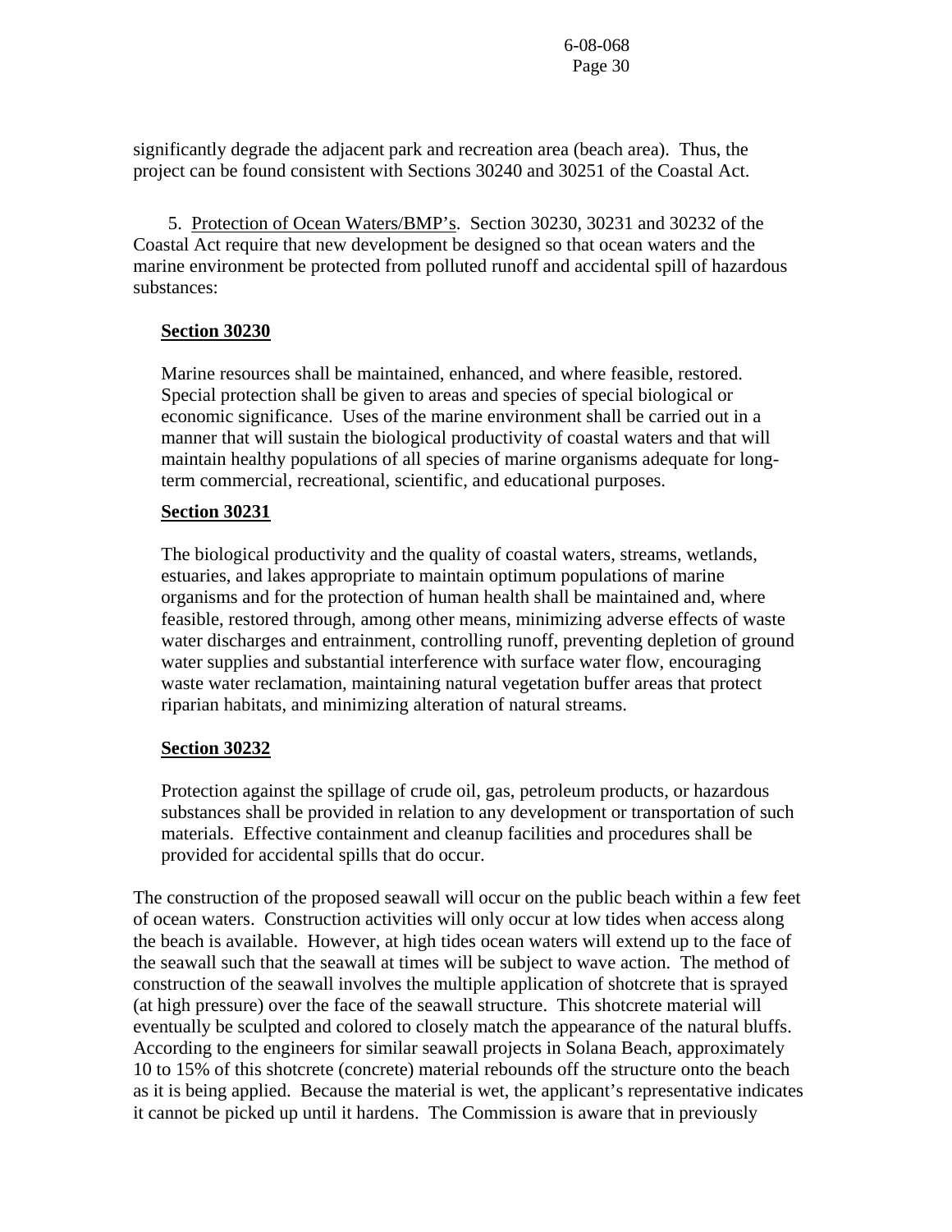significantly degrade the adjacent park and recreation area (beach area). Thus, the project can be found consistent with Sections 30240 and 30251 of the Coastal Act.

5. Protection of Ocean Waters/BMP's. Section 30230, 30231 and 30232 of the Coastal Act require that new development be designed so that ocean waters and the marine environment be protected from polluted runoff and accidental spill of hazardous substances:

**Section 30230**

Marine resources shall be maintained, enhanced, and where feasible, restored. Special protection shall be given to areas and species of special biological or economic significance. Uses of the marine environment shall be carried out in a manner that will sustain the biological productivity of coastal waters and that will maintain healthy populations of all species of marine organisms adequate for long-term commercial, recreational, scientific, and educational purposes.

**Section 30231**

The biological productivity and the quality of coastal waters, streams, wetlands, estuaries, and lakes appropriate to maintain optimum populations of marine organisms and for the protection of human health shall be maintained and, where feasible, restored through, among other means, minimizing adverse effects of waste water discharges and entrainment, controlling runoff, preventing depletion of ground water supplies and substantial interference with surface water flow, encouraging waste water reclamation, maintaining natural vegetation buffer areas that protect riparian habitats, and minimizing alteration of natural streams.

**Section 30232**

Protection against the spillage of crude oil, gas, petroleum products, or hazardous substances shall be provided in relation to any development or transportation of such materials. Effective containment and cleanup facilities and procedures shall be provided for accidental spills that do occur.

The construction of the proposed seawall will occur on the public beach within a few feet of ocean waters. Construction activities will only occur at low tides when access along the beach is available. However, at high tides ocean waters will extend up to the face of the seawall such that the seawall at times will be subject to wave action. The method of construction of the seawall involves the multiple application of shotcrete that is sprayed (at high pressure) over the face of the seawall structure. This shotcrete material will eventually be sculpted and colored to closely match the appearance of the natural bluffs. According to the engineers for similar seawall projects in Solana Beach, approximately 10 to 15% of this shotcrete (concrete) material rebounds off the structure onto the beach as it is being applied. Because the material is wet, the applicant's representative indicates it cannot be picked up until it hardens. The Commission is aware that in previously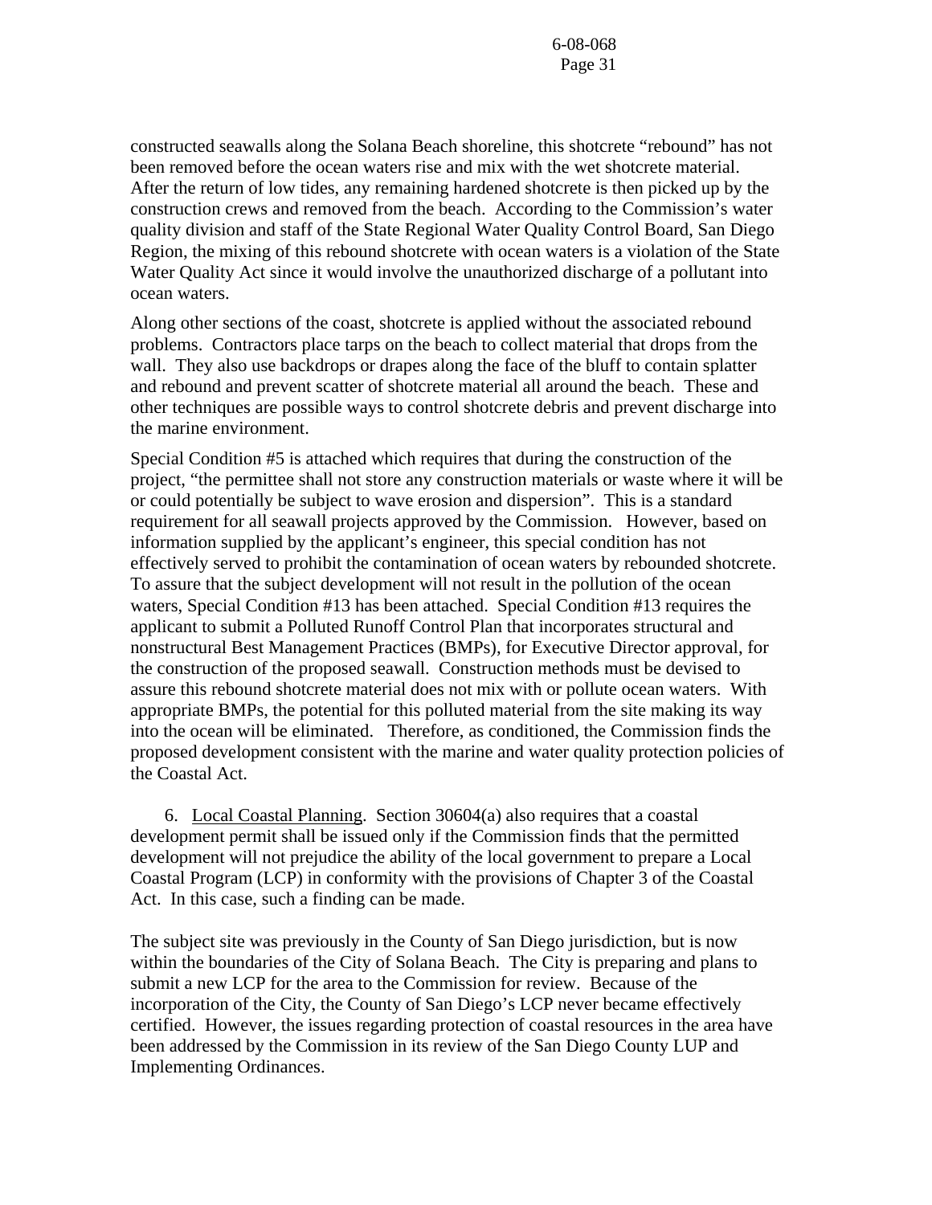constructed seawalls along the Solana Beach shoreline, this shotcrete "rebound" has not been removed before the ocean waters rise and mix with the wet shotcrete material. After the return of low tides, any remaining hardened shotcrete is then picked up by the construction crews and removed from the beach. According to the Commission's water quality division and staff of the State Regional Water Quality Control Board, San Diego Region, the mixing of this rebound shotcrete with ocean waters is a violation of the State Water Quality Act since it would involve the unauthorized discharge of a pollutant into ocean waters.

Along other sections of the coast, shotcrete is applied without the associated rebound problems. Contractors place tarps on the beach to collect material that drops from the wall. They also use backdrops or drapes along the face of the bluff to contain splatter and rebound and prevent scatter of shotcrete material all around the beach. These and other techniques are possible ways to control shotcrete debris and prevent discharge into the marine environment.

Special Condition #5 is attached which requires that during the construction of the project, "the permittee shall not store any construction materials or waste where it will be or could potentially be subject to wave erosion and dispersion". This is a standard requirement for all seawall projects approved by the Commission. However, based on information supplied by the applicant's engineer, this special condition has not effectively served to prohibit the contamination of ocean waters by rebounded shotcrete. To assure that the subject development will not result in the pollution of the ocean waters, Special Condition #13 has been attached. Special Condition #13 requires the applicant to submit a Polluted Runoff Control Plan that incorporates structural and nonstructural Best Management Practices (BMPs), for Executive Director approval, for the construction of the proposed seawall. Construction methods must be devised to assure this rebound shotcrete material does not mix with or pollute ocean waters. With appropriate BMPs, the potential for this polluted material from the site making its way into the ocean will be eliminated. Therefore, as conditioned, the Commission finds the proposed development consistent with the marine and water quality protection policies of the Coastal Act.

6. Local Coastal Planning. Section 30604(a) also requires that a coastal development permit shall be issued only if the Commission finds that the permitted development will not prejudice the ability of the local government to prepare a Local Coastal Program (LCP) in conformity with the provisions of Chapter 3 of the Coastal Act. In this case, such a finding can be made.

The subject site was previously in the County of San Diego jurisdiction, but is now within the boundaries of the City of Solana Beach. The City is preparing and plans to submit a new LCP for the area to the Commission for review. Because of the incorporation of the City, the County of San Diego's LCP never became effectively certified. However, the issues regarding protection of coastal resources in the area have been addressed by the Commission in its review of the San Diego County LUP and Implementing Ordinances.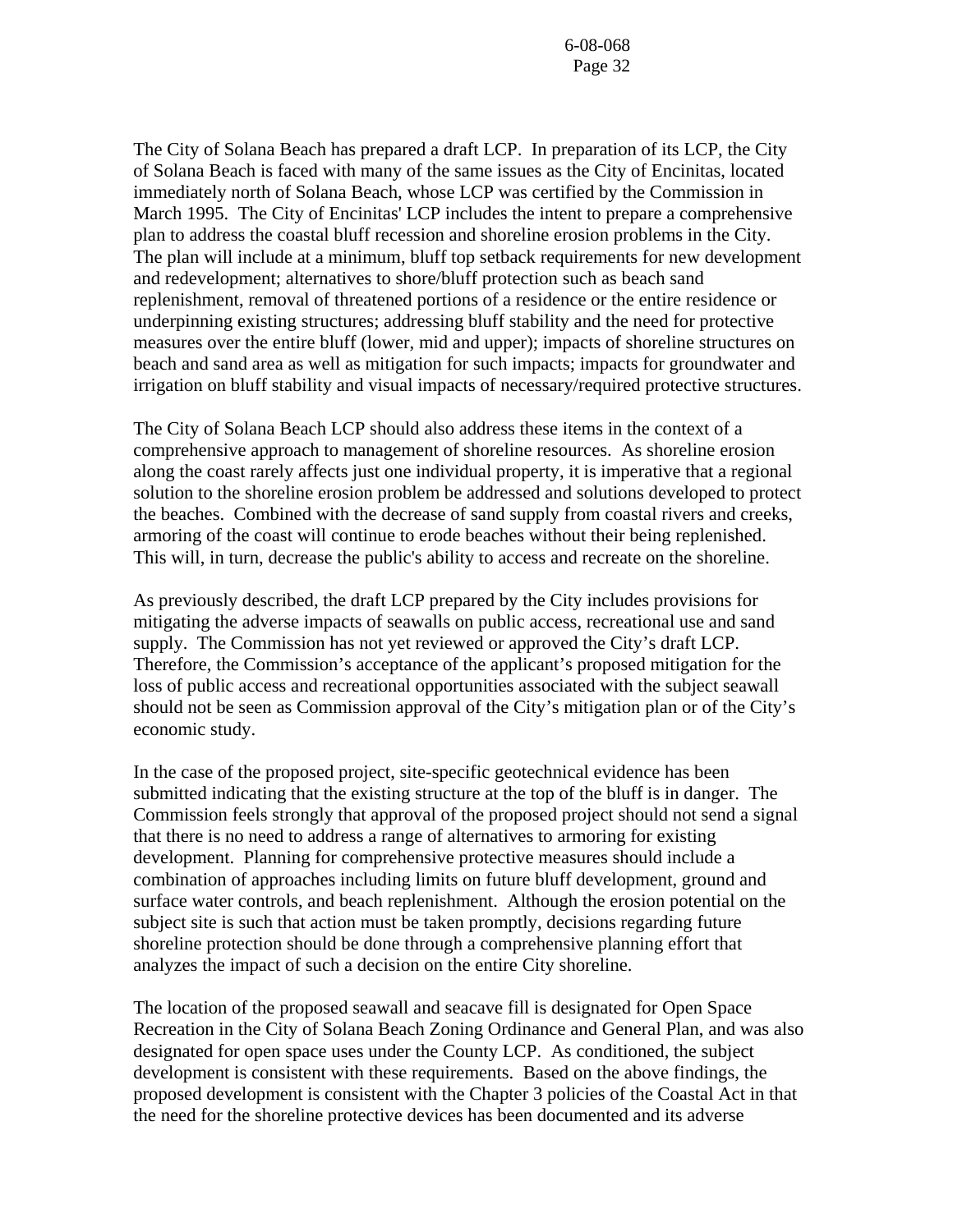The City of Solana Beach has prepared a draft LCP. In preparation of its LCP, the City of Solana Beach is faced with many of the same issues as the City of Encinitas, located immediately north of Solana Beach, whose LCP was certified by the Commission in March 1995. The City of Encinitas' LCP includes the intent to prepare a comprehensive plan to address the coastal bluff recession and shoreline erosion problems in the City. The plan will include at a minimum, bluff top setback requirements for new development and redevelopment; alternatives to shore/bluff protection such as beach sand replenishment, removal of threatened portions of a residence or the entire residence or underpinning existing structures; addressing bluff stability and the need for protective measures over the entire bluff (lower, mid and upper); impacts of shoreline structures on beach and sand area as well as mitigation for such impacts; impacts for groundwater and irrigation on bluff stability and visual impacts of necessary/required protective structures.

The City of Solana Beach LCP should also address these items in the context of a comprehensive approach to management of shoreline resources. As shoreline erosion along the coast rarely affects just one individual property, it is imperative that a regional solution to the shoreline erosion problem be addressed and solutions developed to protect the beaches. Combined with the decrease of sand supply from coastal rivers and creeks, armoring of the coast will continue to erode beaches without their being replenished. This will, in turn, decrease the public's ability to access and recreate on the shoreline.

As previously described, the draft LCP prepared by the City includes provisions for mitigating the adverse impacts of seawalls on public access, recreational use and sand supply. The Commission has not yet reviewed or approved the City's draft LCP. Therefore, the Commission's acceptance of the applicant's proposed mitigation for the loss of public access and recreational opportunities associated with the subject seawall should not be seen as Commission approval of the City's mitigation plan or of the City's economic study.

In the case of the proposed project, site-specific geotechnical evidence has been submitted indicating that the existing structure at the top of the bluff is in danger. The Commission feels strongly that approval of the proposed project should not send a signal that there is no need to address a range of alternatives to armoring for existing development. Planning for comprehensive protective measures should include a combination of approaches including limits on future bluff development, ground and surface water controls, and beach replenishment. Although the erosion potential on the subject site is such that action must be taken promptly, decisions regarding future shoreline protection should be done through a comprehensive planning effort that analyzes the impact of such a decision on the entire City shoreline.

The location of the proposed seawall and seacave fill is designated for Open Space Recreation in the City of Solana Beach Zoning Ordinance and General Plan, and was also designated for open space uses under the County LCP. As conditioned, the subject development is consistent with these requirements. Based on the above findings, the proposed development is consistent with the Chapter 3 policies of the Coastal Act in that the need for the shoreline protective devices has been documented and its adverse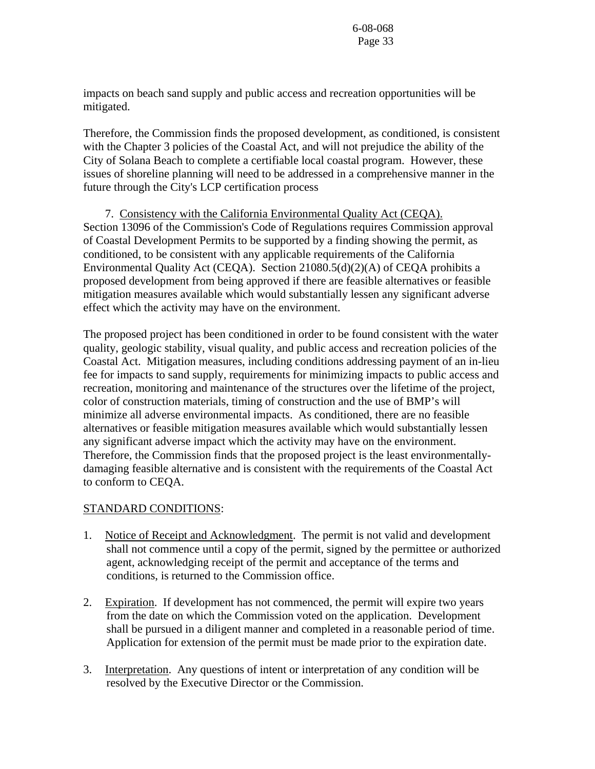impacts on beach sand supply and public access and recreation opportunities will be mitigated.

Therefore, the Commission finds the proposed development, as conditioned, is consistent with the Chapter 3 policies of the Coastal Act, and will not prejudice the ability of the City of Solana Beach to complete a certifiable local coastal program. However, these issues of shoreline planning will need to be addressed in a comprehensive manner in the future through the City's LCP certification process

7. Consistency with the California Environmental Quality Act (CEQA). Section 13096 of the Commission's Code of Regulations requires Commission approval of Coastal Development Permits to be supported by a finding showing the permit, as conditioned, to be consistent with any applicable requirements of the California Environmental Quality Act (CEQA). Section 21080.5(d)(2)(A) of CEQA prohibits a proposed development from being approved if there are feasible alternatives or feasible mitigation measures available which would substantially lessen any significant adverse effect which the activity may have on the environment.

The proposed project has been conditioned in order to be found consistent with the water quality, geologic stability, visual quality, and public access and recreation policies of the Coastal Act. Mitigation measures, including conditions addressing payment of an in-lieu fee for impacts to sand supply, requirements for minimizing impacts to public access and recreation, monitoring and maintenance of the structures over the lifetime of the project, color of construction materials, timing of construction and the use of BMP's will minimize all adverse environmental impacts. As conditioned, there are no feasible alternatives or feasible mitigation measures available which would substantially lessen any significant adverse impact which the activity may have on the environment. Therefore, the Commission finds that the proposed project is the least environmentally-damaging feasible alternative and is consistent with the requirements of the Coastal Act to conform to CEQA.

STANDARD CONDITIONS:

1. Notice of Receipt and Acknowledgment. The permit is not valid and development shall not commence until a copy of the permit, signed by the permittee or authorized agent, acknowledging receipt of the permit and acceptance of the terms and conditions, is returned to the Commission office.

2. Expiration. If development has not commenced, the permit will expire two years from the date on which the Commission voted on the application. Development shall be pursued in a diligent manner and completed in a reasonable period of time. Application for extension of the permit must be made prior to the expiration date.

3. Interpretation. Any questions of intent or interpretation of any condition will be resolved by the Executive Director or the Commission.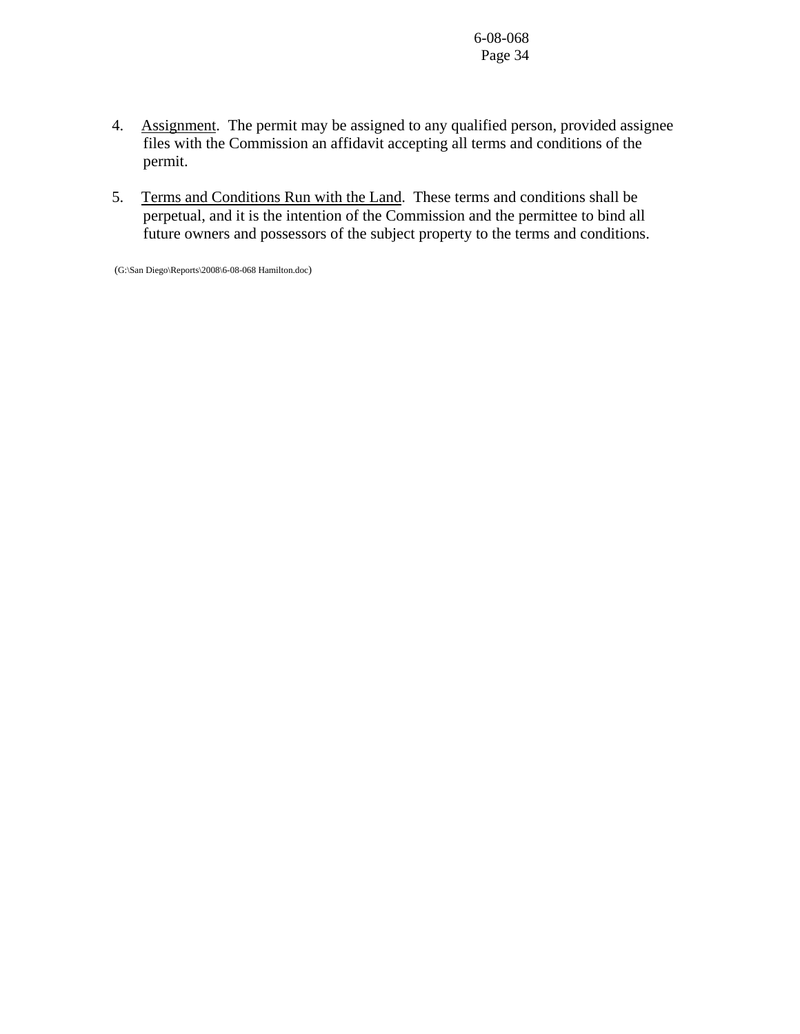4. <u>Assignment</u>. The permit may be assigned to any qualified person, provided assignee files with the Commission an affidavit accepting all terms and conditions of the permit.

5. <u>Terms and Conditions Run with the Land</u>. These terms and conditions shall be perpetual, and it is the intention of the Commission and the permittee to bind all future owners and possessors of the subject property to the terms and conditions.

(G:\San Diego\Reports\2008\6-08-068 Hamilton.doc)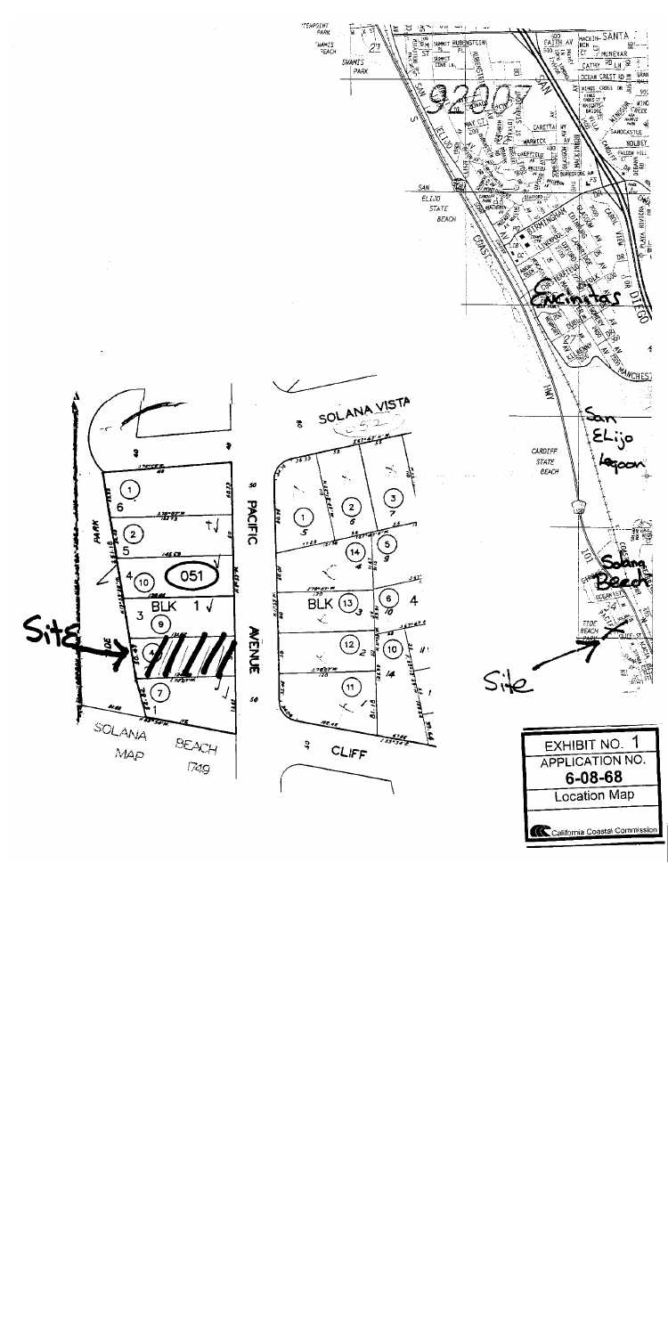EXHIBIT NO. 1

APPLICATION NO.

6-08-68

Location Map

California Coastal Commission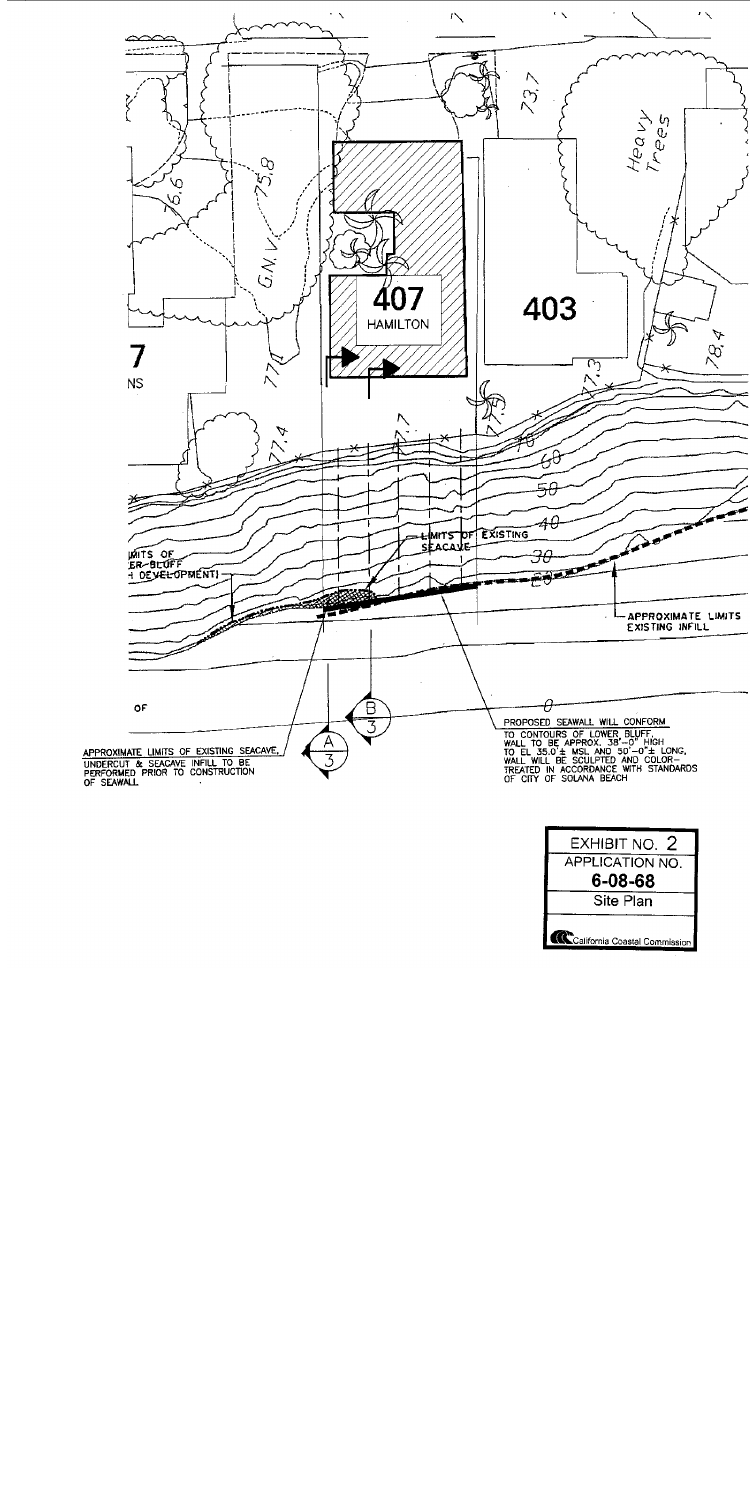407

HAMILTON

403

Heavy Trees

G.N.V.

LIMITS OF EXISTING SEACAVE

APPROXIMATE LIMITS EXISTING INFILL

APPROXIMATE LIMITS OF EXISTING SEACAVE, UNDERCUT & SEACAVE INFILL TO BE PERFORMED PRIOR TO CONSTRUCTION OF SEAWALL.

PROPOSED SEAWALL WILL CONFORM TO CONTOURS OF LOWER BLUFF. WALL TO BE APPROX. 38'-0" HIGH TO EL 35.0'± MSL AND 50'-0"± LONG. WALL WILL BE SCULPTED AND COLOR-TREATED IN ACCORDANCE WITH STANDARDS OF CITY OF SOLANA BEACH

EXHIBIT NO. 2
APPLICATION NO.
**6-08-68**
Site Plan

California Coastal Commission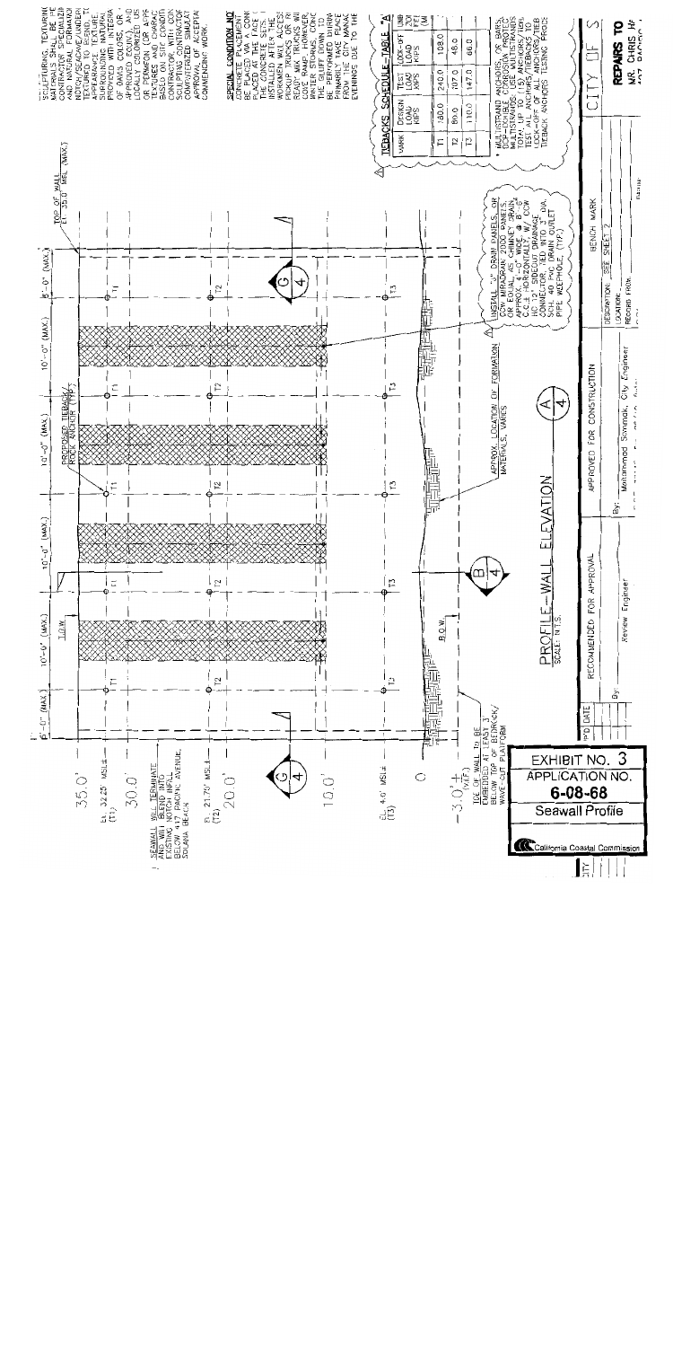SCULPTURING, TEXTURING MATERIALS SHALL BE THE CONTRACTOR'S SPECIALIZED AND NATURAL FORMATION NOTCH/SEACAVE/UNDERCUT TEXTURED TO BLEND. TO APPEARANCE, TEXTURE SURROUNDING NATURAL PROVIDED WITH INTEGRAL OF DAVIS COLORS, OR APPROVED EQUIV.), AND LOCALLY COLORIZED, OR PERMEON (OR APPROVED) TEXTURES AND CHARAC BASED ON SITE CONDITION CONTRACTOR, WITH CON SCULPTING CONTRACTOR COMPLETED SIMILAR APPROVAL OF ACCEPTABLE COMMENCING WORK.

**SPECIAL CONDITION NO**

CONCRETE PLACEMENT BE PLACED VIA A CONC PLACED AT THE FACE THE CONCRETE SETS. INSTALLED AFTER THE WORKMEN WILL ACCESS PICKUP TRUCKS OR RE READY-MIX TRUCKS WILL COVE RAMP. HOWEVER, WINTER STORMS, CONC THE BLUFF DOWN TO BE PERFORMED DURING PRIMARILY TAKE PLACE FROM THE CITY MANAG EVENINGS DUE TO THE

**TIEBACKS SCHEDULE-TABLE "A"**

| MARK | DESIGN LOAD KIPS | TEST LOAD KIPS | LOCK-OFF LOAD KIPS | UNB ZON FEE (MI |
|---|---|---|---|---|
| T1 | 180.0 | 240.0 | 108.0 | |
| T2 | 80.0 | 107.0 | 48.0 | |
| T3 | 110.0 | 147.0 | 66.0 | |

\* MULTISTRAND ANCHORS, OR BARS, DOUBLE CORROSION PROTEC MULTISTRAND (SEE WALL ELEVATION) TOTAL, UP TO (15) ANCHORS/TIEB TEST ALL ANCHORS/TIEBACKS TO LOCK-OFF OF ALL ANCHORS/TIEB TIEBACK ANCHORS TESTING PROCE

**PROFILE-WALL ELEVATION**

SCALE: N.T.S.

TOP OF WALL EL. 35.0' MSL (MAX.)

5'-0" (MAX.) | 10'-0" (MAX.) | 10'-0" (MAX.) | 10'-0" (MAX.) | 10'-0" (MAX.) | 5'-0" (MAX.)

35.0'

EL. 32.25' MSL± (T1)

30.0'

SEAWALL WILL TERMINATE AND WILL BLEND INTO EXISTING NOTCH INFILL BELOW 417 PACIFIC AVENUE, SOLANA BEACH

EL. 21.75' MSL± (T2)

20.0'

10.0'

EL. 4.0' MSL± (T3)

0

-3.0' ±

TOE OF WALL TO BE EMBEDDED AT LEAST 3' BELOW TOP OF BEDROCK/ WAVE-CUT PLATFORM

T.O.W.

B.O.W.

PROPOSED TIEBACK/ ROCK ANCHOR (TYP.)

APPROX. LOCATION OF FORMATION MATERIALS, VARIES

INSTALL 12" DRAIN PANELS, OR CON MIRADRAIN 2000 PANELS, OR EQUAL, AS CHIMNEY DRAIN. APPROX. 4'-0" WIDE @ 8'-6" C.C. HORIZONTALLY W/ CON HC 12" SIDEOUT DRAINAGE CONNECTOR, TIED INTO 3" DIA. SCH. 40 PVC DRAIN OUTLET PIPE WEEPHOLE. (TYP.)

RECOMMENDED FOR APPROVAL | APPROVED FOR CONSTRUCTION | BENCH MARK
By: Review Engineer | By: Mohammad Sammak, City Engineer | DESCRIPTION: SEE SHEET 2

CITY OF S

REPAIRS TO

MR. CHRIS H

EXHIBIT NO. 3

APPLICATION NO. 6-08-68

Seawall Profile

California Coastal Commission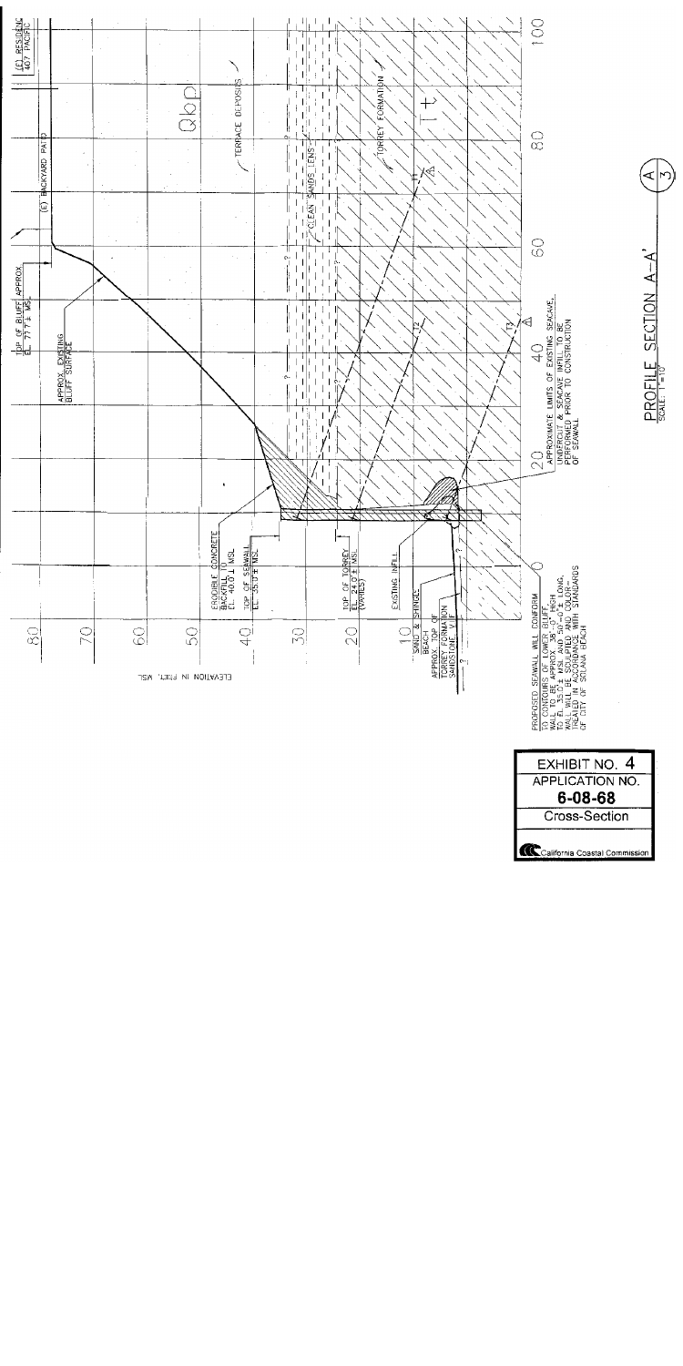(E) RESIDENCE
407 PACIFIC

TOP OF BLUFF APPROX.
EL. 77 ± MSL

(E) BACKYARD PATIO

APPROX. EXISTING
BLUFF SURFACE

Qbp

TERRACE DEPOSITS

CLEAN SANDS LENS

TORREY FORMATION

Tt

ERODIBLE CONCRETE
BACKFILL TO
EL. 40.0 ± MSL

TOP OF SEAWALL
EL. 35.0 ± MSL

TOP OF TORREY
EL. 24.0' ± MSL
(VARIES)

EXISTING INFILL

SAND & SHINGLE
BEACH

APPROX. TOP OF
TORREY FORMATION
SANDSTONE (V.I.F.)

ELEVATION IN FEET, MSL

80
70
60
50
40
30
20
10

0
20
40
60
80
100

APPROXIMATE LIMITS OF EXISTING SEACAVE.
UNDERCUT & SEACAVE INFILL TO BE
PERFORMED PRIOR TO CONSTRUCTION
OF SEAWALL

PROPOSED SEAWALL WILL CONFORM
TO CONTOURS OF LOWER BLUFF.
WALL TO BE APPROX. 36'-0" HIGH
TO EL. 35.0 ± MSL AND 50'-0" ± LONG.
WALL WILL BE SCULPTED AND COLOR-
TREATED IN ACCORDANCE WITH STANDARDS
OF CITY OF SOLANA BEACH

PROFILE SECTION A–A'
SCALE: 1"=10'

A
3

EXHIBIT NO. 4
APPLICATION NO.
**6-08-68**
Cross-Section

California Coastal Commission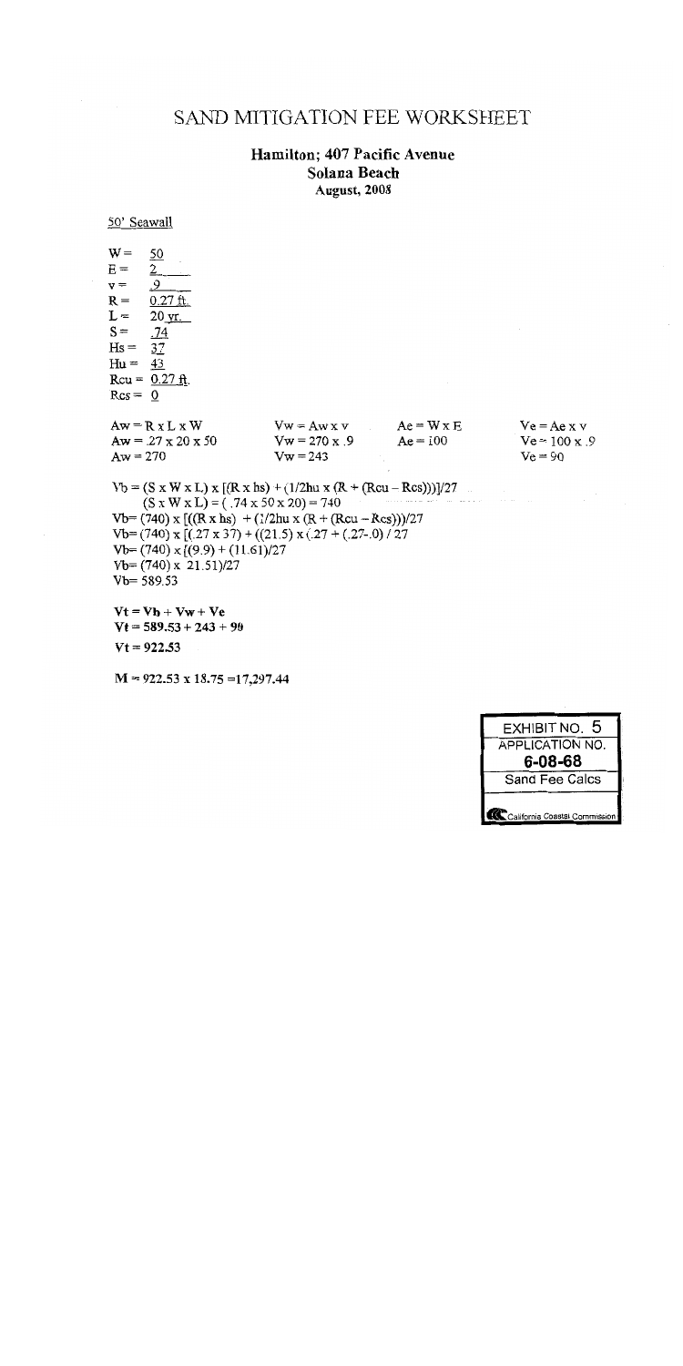# SAND MITIGATION FEE WORKSHEET

## Hamilton; 407 Pacific Avenue
## Solana Beach
## August, 2008

50' Seawall

$W = 50$
$E = 2$
$v = .9$
$R = 0.27$ ft.
$L = 20$ yr.
$S = .74$
$Hs = 37$
$Hu = 43$
$Rcu = 0.27$ ft.
$Rcs = 0$

| | | | |
|---|---|---|---|
| $Aw = R \times L \times W$ | $Vw = Aw \times v$ | $Ae = W \times E$ | $Ve = Ae \times v$ |
| $Aw = .27 \times 20 \times 50$ | $Vw = 270 \times .9$ | $Ae = 100$ | $Ve = 100 \times .9$ |
| $Aw = 270$ | $Vw = 243$ | | $Ve = 90$ |

$Vb = (S \times W \times L) \times [(R \times hs) + (1/2hu \times (R + (Rcu - Rcs)))]/27$

$(S \times W \times L) = (.74 \times 50 \times 20) = 740$

$Vb = (740) \times [((R \times hs) + (1/2hu \times (R + (Rcu - Rcs)))/27$

$Vb = (740) \times [(.27 \times 37) + ((21.5) \times (.27 + (.27 - .0) / 27$

$Vb = (740) \times [(9.9) + (11.61)/27$

$Vb = (740) \times 21.51)/27$

$Vb = 589.53$

**$Vt = Vb + Vw + Ve$**

**$Vt = 589.53 + 243 + 90$**

**$Vt = 922.53$**

**$M = 922.53 \times 18.75 = 17{,}297.44$**

EXHIBIT NO. 5
APPLICATION NO.
**6-08-68**
Sand Fee Calcs
California Coastal Commission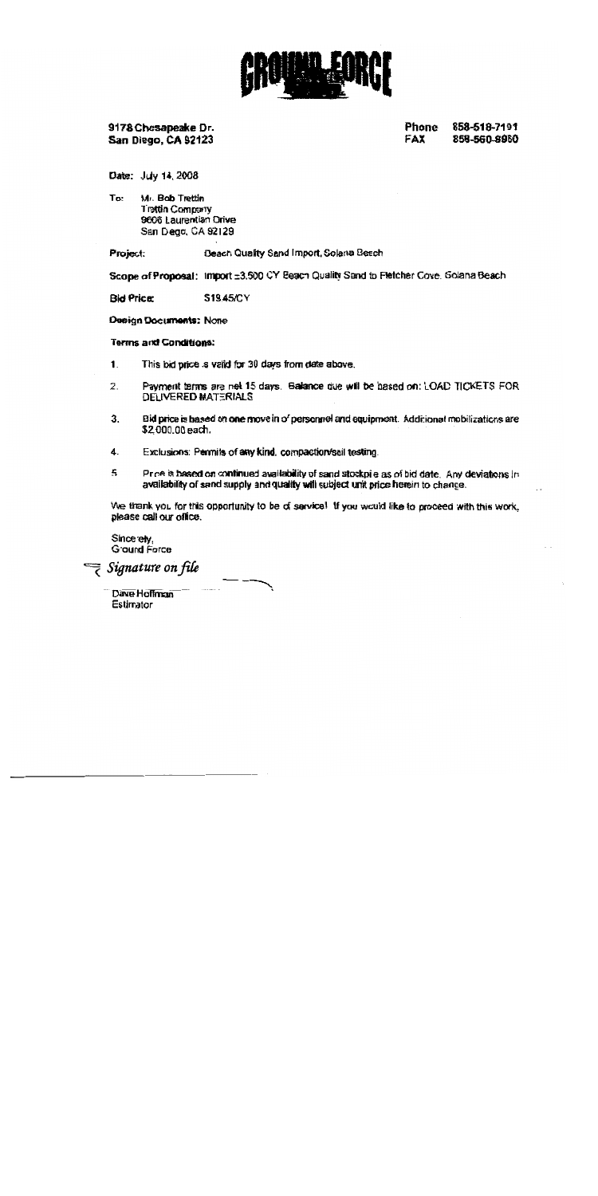# GROUND FORCE

9178 Chesapeake Dr.
San Diego, CA 92123

Phone 858-518-7191
FAX 858-560-8960

Date: July 14, 2008

To: Mr. Bob Trettin
Trettin Company
9606 Laurentian Drive
San Diego, CA 92129

**Project:** Beach Quality Sand Import, Solana Beach

**Scope of Proposal:** Import ±3,500 CY Beach Quality Sand to Fletcher Cove, Solana Beach

**Bid Price:** $19.45/CY

**Design Documents:** None

**Terms and Conditions:**

1. This bid price is valid for 30 days from date above.
2. Payment terms are net 15 days. Balance due will be based on: LOAD TICKETS FOR DELIVERED MATERIALS
3. Bid price is based on one move in of personnel and equipment. Additional mobilizations are $2,000.00 each.
4. Exclusions: Permits of any kind, compaction/soil testing.
5. Price is based on continued availability of sand stockpile as of bid date. Any deviations in availability of sand supply and quality will subject unit price herein to change.

We thank you for this opportunity to be of service! If you would like to proceed with this work, please call our office.

Sincerely,
Ground Force

*Signature on file*

Dave Hoffman
Estimator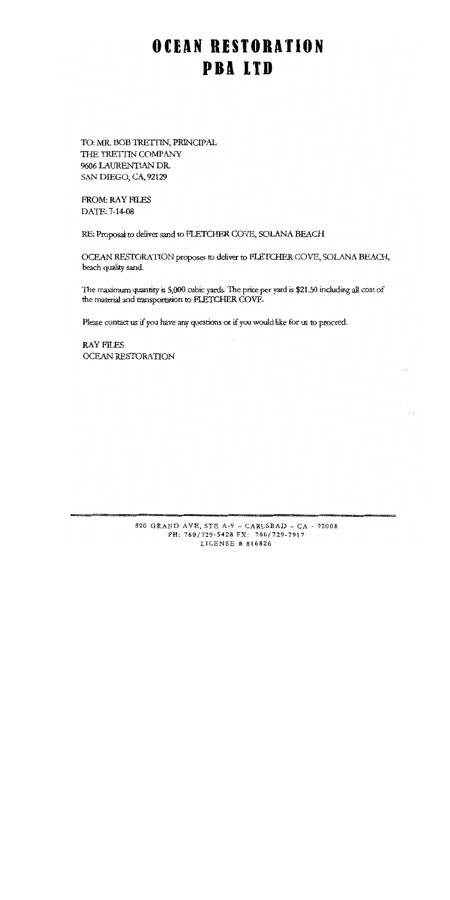# OCEAN RESTORATION
# PBA LTD

TO: MR. BOB TRETTIN, PRINCIPAL
THE TRETTIN COMPANY
9606 LAURENTIAN DR.
SAN DIEGO, CA, 92129

FROM: RAY FILES
DATE: 7-14-08

RE: Proposal to deliver sand to FLETCHER COVE, SOLANA BEACH

OCEAN RESTORATION proposes to deliver to FLETCHER COVE, SOLANA BEACH, beach quality sand.

The maximum quantity is 5,000 cubic yards. The price per yard is $21.50 including all cost of the material and transportation to FLETCHER COVE.

Please contact us if you have any questions or if you would like for us to proceed.

RAY FILES
OCEAN RESTORATION

800 GRAND AVE, STE A-9 – CARLSBAD – CA - 92008
PH: 760/729-5428 FX: 760/729-7917
LICENSE # 816826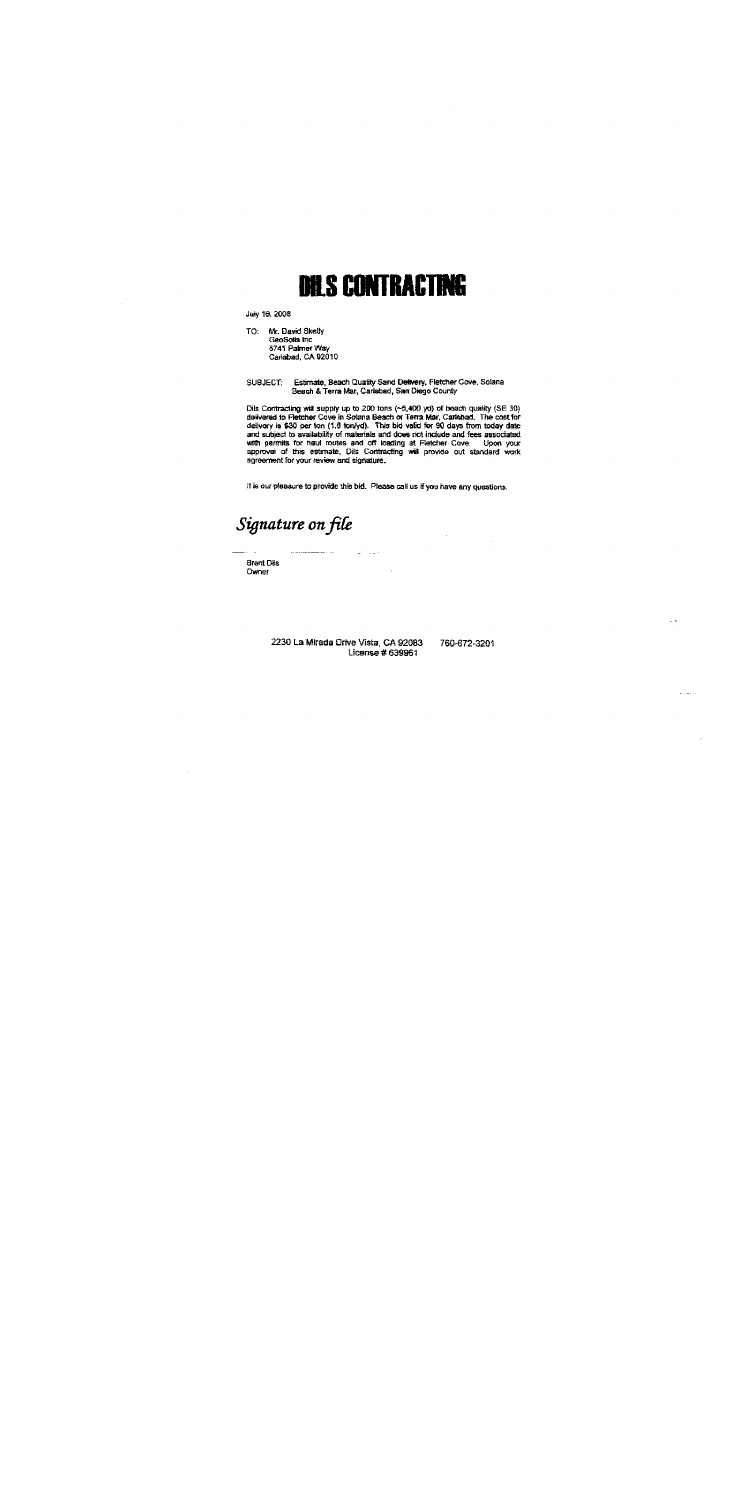# DILS CONTRACTING

July 18, 2008

TO: Mr. David Skelly
GeoSoils Inc
5741 Palmer Way
Carlsbad, CA 92010

SUBJECT: Estimate, Beach Quality Sand Delivery, Fletcher Cove, Solana Beach & Terra Mar, Carlsbad, San Diego County

Dils Contracting will supply up to 200 tons (~5,400 yd) of beach quality (SE 30) delivered to Fletcher Cove in Solana Beach or Terra Mar, Carlsbad. The cost for delivery is $30 per ton (1.8 ton/yd). This bid valid for 90 days from today date and subject to availability of materials and does not include and fees associated with permits for haul routes and off loading at Fletcher Cove. Upon your approval of this estimate, Dils Contracting will provide out standard work agreement for your review and signature.

It is our pleasure to provide this bid. Please call us if you have any questions.

*Signature on file*

Brent Dils
Owner

2230 La Mirada Drive Vista, CA 92083 760-672-3201
License # 639961